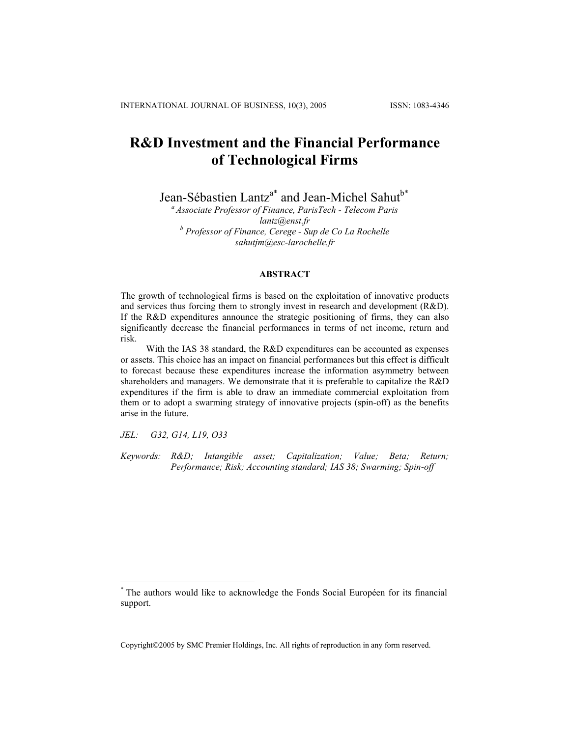# R&D Investment and the Financial Performance of Technological Firms

Jean-Sébastien Lantz[a*] and Jean-Michel Sahut[b*]

[a] *Associate Professor of Finance, ParisTech - Telecom Paris*
*lantz@enst.fr*
[b] *Professor of Finance, Cerege - Sup de Co La Rochelle*
*sahutjm@esc-larochelle.fr*

## ABSTRACT

The growth of technological firms is based on the exploitation of innovative products and services thus forcing them to strongly invest in research and development (R&D). If the R&D expenditures announce the strategic positioning of firms, they can also significantly decrease the financial performances in terms of net income, return and risk.

With the IAS 38 standard, the R&D expenditures can be accounted as expenses or assets. This choice has an impact on financial performances but this effect is difficult to forecast because these expenditures increase the information asymmetry between shareholders and managers. We demonstrate that it is preferable to capitalize the R&D expenditures if the firm is able to draw an immediate commercial exploitation from them or to adopt a swarming strategy of innovative projects (spin-off) as the benefits arise in the future.

*JEL:* *G32, G14, L19, O33*

*Keywords:* *R&D; Intangible asset; Capitalization; Value; Beta; Return; Performance; Risk; Accounting standard; IAS 38; Swarming; Spin-off*

---

[*] The authors would like to acknowledge the Fonds Social Européen for its financial support.

Copyright©2005 by SMC Premier Holdings, Inc. All rights of reproduction in any form reserved.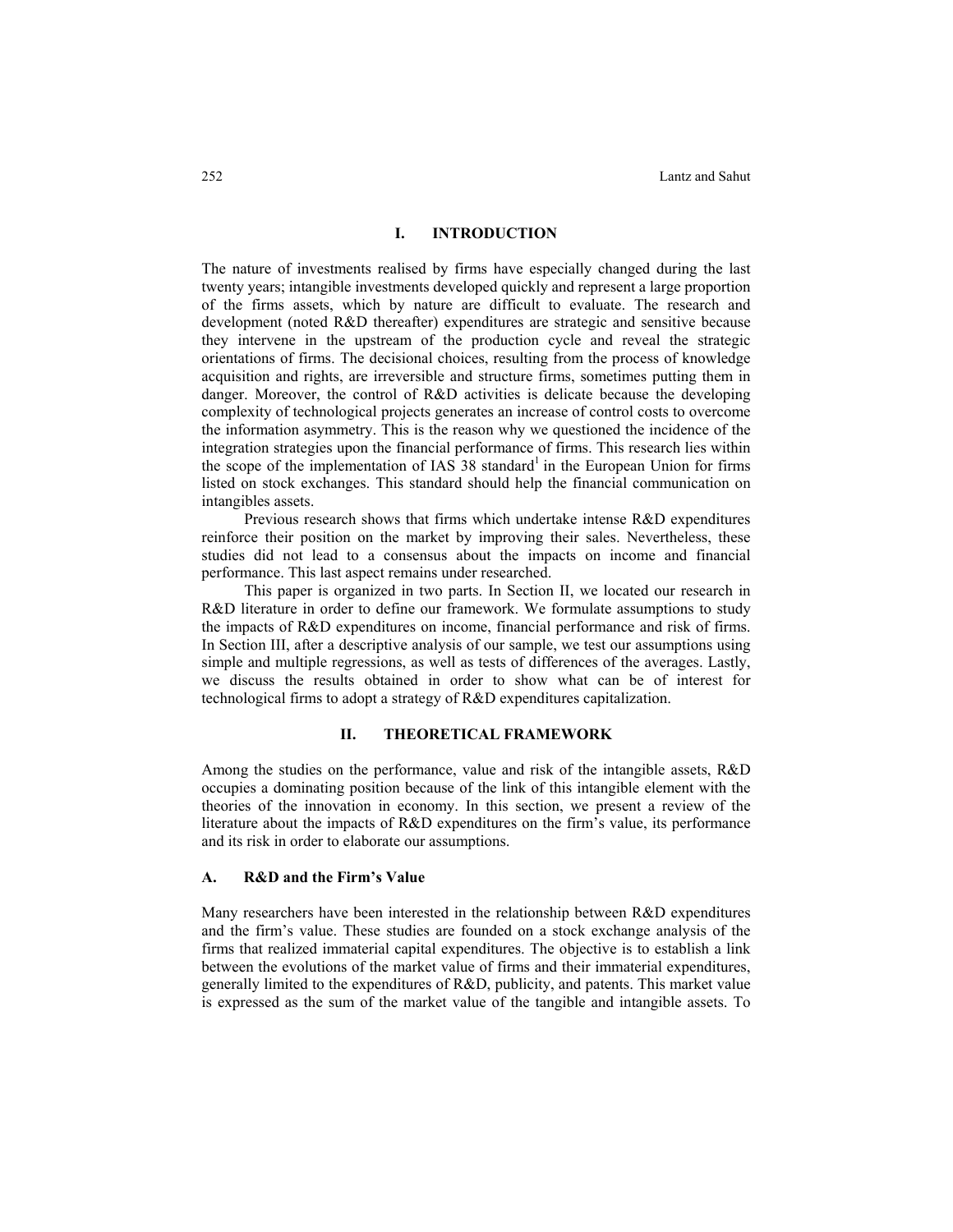## I. INTRODUCTION

The nature of investments realised by firms have especially changed during the last twenty years; intangible investments developed quickly and represent a large proportion of the firms assets, which by nature are difficult to evaluate. The research and development (noted R&D thereafter) expenditures are strategic and sensitive because they intervene in the upstream of the production cycle and reveal the strategic orientations of firms. The decisional choices, resulting from the process of knowledge acquisition and rights, are irreversible and structure firms, sometimes putting them in danger. Moreover, the control of R&D activities is delicate because the developing complexity of technological projects generates an increase of control costs to overcome the information asymmetry. This is the reason why we questioned the incidence of the integration strategies upon the financial performance of firms. This research lies within the scope of the implementation of IAS 38 standard[1] in the European Union for firms listed on stock exchanges. This standard should help the financial communication on intangibles assets.

Previous research shows that firms which undertake intense R&D expenditures reinforce their position on the market by improving their sales. Nevertheless, these studies did not lead to a consensus about the impacts on income and financial performance. This last aspect remains under researched.

This paper is organized in two parts. In Section II, we located our research in R&D literature in order to define our framework. We formulate assumptions to study the impacts of R&D expenditures on income, financial performance and risk of firms. In Section III, after a descriptive analysis of our sample, we test our assumptions using simple and multiple regressions, as well as tests of differences of the averages. Lastly, we discuss the results obtained in order to show what can be of interest for technological firms to adopt a strategy of R&D expenditures capitalization.

## II. THEORETICAL FRAMEWORK

Among the studies on the performance, value and risk of the intangible assets, R&D occupies a dominating position because of the link of this intangible element with the theories of the innovation in economy. In this section, we present a review of the literature about the impacts of R&D expenditures on the firm's value, its performance and its risk in order to elaborate our assumptions.

### A. R&D and the Firm's Value

Many researchers have been interested in the relationship between R&D expenditures and the firm's value. These studies are founded on a stock exchange analysis of the firms that realized immaterial capital expenditures. The objective is to establish a link between the evolutions of the market value of firms and their immaterial expenditures, generally limited to the expenditures of R&D, publicity, and patents. This market value is expressed as the sum of the market value of the tangible and intangible assets. To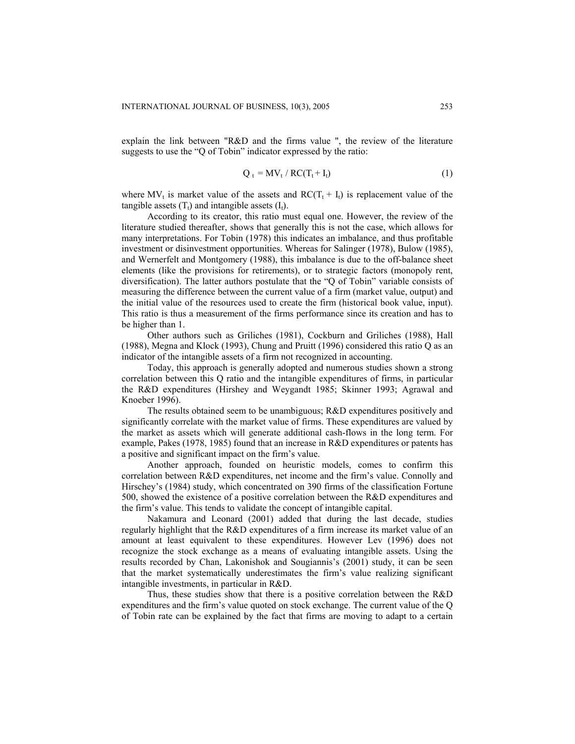explain the link between "R&D and the firms value ", the review of the literature suggests to use the "Q of Tobin" indicator expressed by the ratio:

$$Q_t = MV_t / RC(T_t + I_t) \tag{1}$$

where $MV_t$ is market value of the assets and $RC(T_t + I_t)$ is replacement value of the tangible assets ($T_t$) and intangible assets ($I_t$).

According to its creator, this ratio must equal one. However, the review of the literature studied thereafter, shows that generally this is not the case, which allows for many interpretations. For Tobin (1978) this indicates an imbalance, and thus profitable investment or disinvestment opportunities. Whereas for Salinger (1978), Bulow (1985), and Wernerfelt and Montgomery (1988), this imbalance is due to the off-balance sheet elements (like the provisions for retirements), or to strategic factors (monopoly rent, diversification). The latter authors postulate that the "Q of Tobin" variable consists of measuring the difference between the current value of a firm (market value, output) and the initial value of the resources used to create the firm (historical book value, input). This ratio is thus a measurement of the firms performance since its creation and has to be higher than 1.

Other authors such as Griliches (1981), Cockburn and Griliches (1988), Hall (1988), Megna and Klock (1993), Chung and Pruitt (1996) considered this ratio Q as an indicator of the intangible assets of a firm not recognized in accounting.

Today, this approach is generally adopted and numerous studies shown a strong correlation between this Q ratio and the intangible expenditures of firms, in particular the R&D expenditures (Hirshey and Weygandt 1985; Skinner 1993; Agrawal and Knoeber 1996).

The results obtained seem to be unambiguous; R&D expenditures positively and significantly correlate with the market value of firms. These expenditures are valued by the market as assets which will generate additional cash-flows in the long term. For example, Pakes (1978, 1985) found that an increase in R&D expenditures or patents has a positive and significant impact on the firm's value.

Another approach, founded on heuristic models, comes to confirm this correlation between R&D expenditures, net income and the firm's value. Connolly and Hirschey's (1984) study, which concentrated on 390 firms of the classification Fortune 500, showed the existence of a positive correlation between the R&D expenditures and the firm's value. This tends to validate the concept of intangible capital.

Nakamura and Leonard (2001) added that during the last decade, studies regularly highlight that the R&D expenditures of a firm increase its market value of an amount at least equivalent to these expenditures. However Lev (1996) does not recognize the stock exchange as a means of evaluating intangible assets. Using the results recorded by Chan, Lakonishok and Sougiannis's (2001) study, it can be seen that the market systematically underestimates the firm's value realizing significant intangible investments, in particular in R&D.

Thus, these studies show that there is a positive correlation between the R&D expenditures and the firm's value quoted on stock exchange. The current value of the Q of Tobin rate can be explained by the fact that firms are moving to adapt to a certain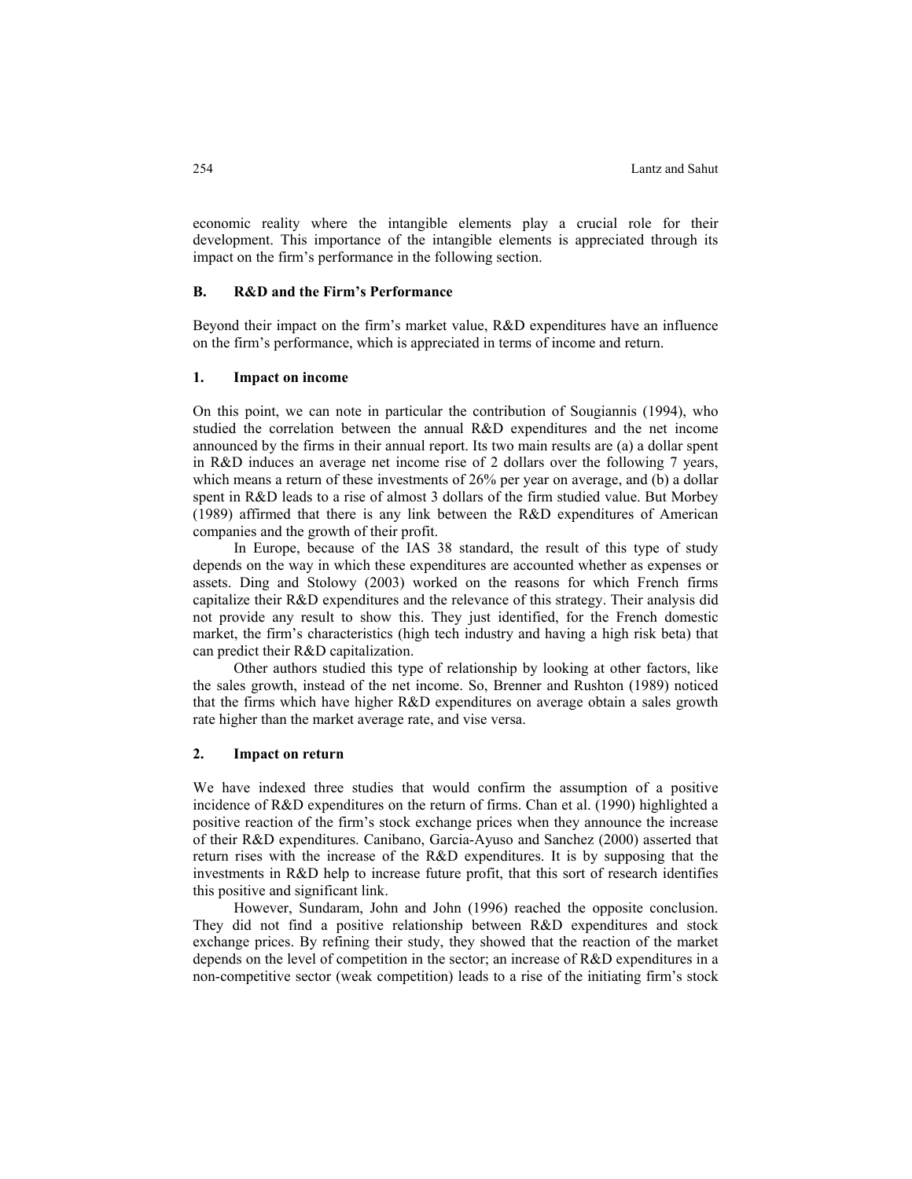economic reality where the intangible elements play a crucial role for their development. This importance of the intangible elements is appreciated through its impact on the firm's performance in the following section.

### B. R&D and the Firm's Performance

Beyond their impact on the firm's market value, R&D expenditures have an influence on the firm's performance, which is appreciated in terms of income and return.

#### 1. Impact on income

On this point, we can note in particular the contribution of Sougiannis (1994), who studied the correlation between the annual R&D expenditures and the net income announced by the firms in their annual report. Its two main results are (a) a dollar spent in R&D induces an average net income rise of 2 dollars over the following 7 years, which means a return of these investments of 26% per year on average, and (b) a dollar spent in R&D leads to a rise of almost 3 dollars of the firm studied value. But Morbey (1989) affirmed that there is any link between the R&D expenditures of American companies and the growth of their profit.

In Europe, because of the IAS 38 standard, the result of this type of study depends on the way in which these expenditures are accounted whether as expenses or assets. Ding and Stolowy (2003) worked on the reasons for which French firms capitalize their R&D expenditures and the relevance of this strategy. Their analysis did not provide any result to show this. They just identified, for the French domestic market, the firm's characteristics (high tech industry and having a high risk beta) that can predict their R&D capitalization.

Other authors studied this type of relationship by looking at other factors, like the sales growth, instead of the net income. So, Brenner and Rushton (1989) noticed that the firms which have higher R&D expenditures on average obtain a sales growth rate higher than the market average rate, and vise versa.

#### 2. Impact on return

We have indexed three studies that would confirm the assumption of a positive incidence of R&D expenditures on the return of firms. Chan et al. (1990) highlighted a positive reaction of the firm's stock exchange prices when they announce the increase of their R&D expenditures. Canibano, Garcia-Ayuso and Sanchez (2000) asserted that return rises with the increase of the R&D expenditures. It is by supposing that the investments in R&D help to increase future profit, that this sort of research identifies this positive and significant link.

However, Sundaram, John and John (1996) reached the opposite conclusion. They did not find a positive relationship between R&D expenditures and stock exchange prices. By refining their study, they showed that the reaction of the market depends on the level of competition in the sector; an increase of R&D expenditures in a non-competitive sector (weak competition) leads to a rise of the initiating firm's stock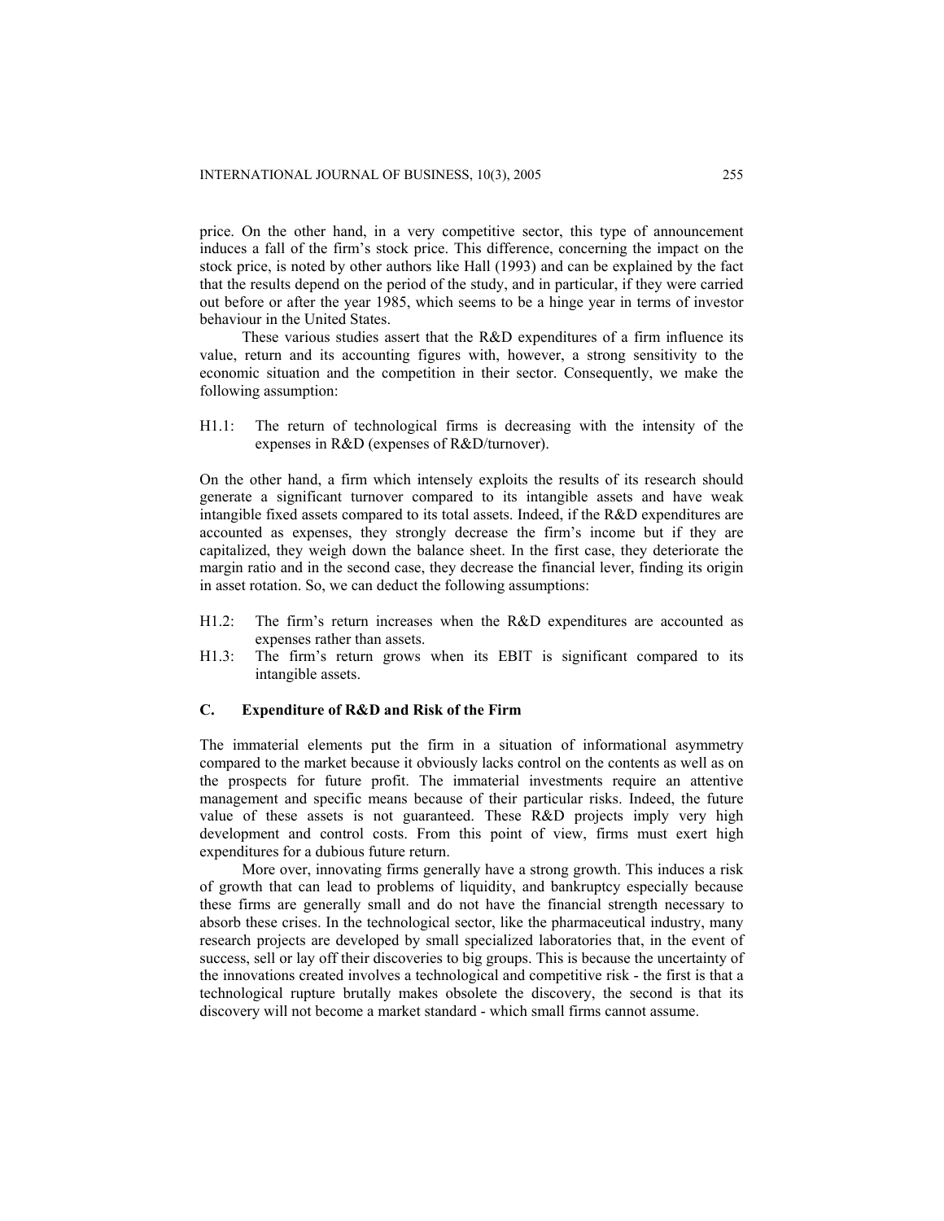price. On the other hand, in a very competitive sector, this type of announcement induces a fall of the firm's stock price. This difference, concerning the impact on the stock price, is noted by other authors like Hall (1993) and can be explained by the fact that the results depend on the period of the study, and in particular, if they were carried out before or after the year 1985, which seems to be a hinge year in terms of investor behaviour in the United States.

These various studies assert that the R&D expenditures of a firm influence its value, return and its accounting figures with, however, a strong sensitivity to the economic situation and the competition in their sector. Consequently, we make the following assumption:

H1.1: The return of technological firms is decreasing with the intensity of the expenses in R&D (expenses of R&D/turnover).

On the other hand, a firm which intensely exploits the results of its research should generate a significant turnover compared to its intangible assets and have weak intangible fixed assets compared to its total assets. Indeed, if the R&D expenditures are accounted as expenses, they strongly decrease the firm's income but if they are capitalized, they weigh down the balance sheet. In the first case, they deteriorate the margin ratio and in the second case, they decrease the financial lever, finding its origin in asset rotation. So, we can deduct the following assumptions:

H1.2: The firm's return increases when the R&D expenditures are accounted as expenses rather than assets.

H1.3: The firm's return grows when its EBIT is significant compared to its intangible assets.

### C. Expenditure of R&D and Risk of the Firm

The immaterial elements put the firm in a situation of informational asymmetry compared to the market because it obviously lacks control on the contents as well as on the prospects for future profit. The immaterial investments require an attentive management and specific means because of their particular risks. Indeed, the future value of these assets is not guaranteed. These R&D projects imply very high development and control costs. From this point of view, firms must exert high expenditures for a dubious future return.

More over, innovating firms generally have a strong growth. This induces a risk of growth that can lead to problems of liquidity, and bankruptcy especially because these firms are generally small and do not have the financial strength necessary to absorb these crises. In the technological sector, like the pharmaceutical industry, many research projects are developed by small specialized laboratories that, in the event of success, sell or lay off their discoveries to big groups. This is because the uncertainty of the innovations created involves a technological and competitive risk - the first is that a technological rupture brutally makes obsolete the discovery, the second is that its discovery will not become a market standard - which small firms cannot assume.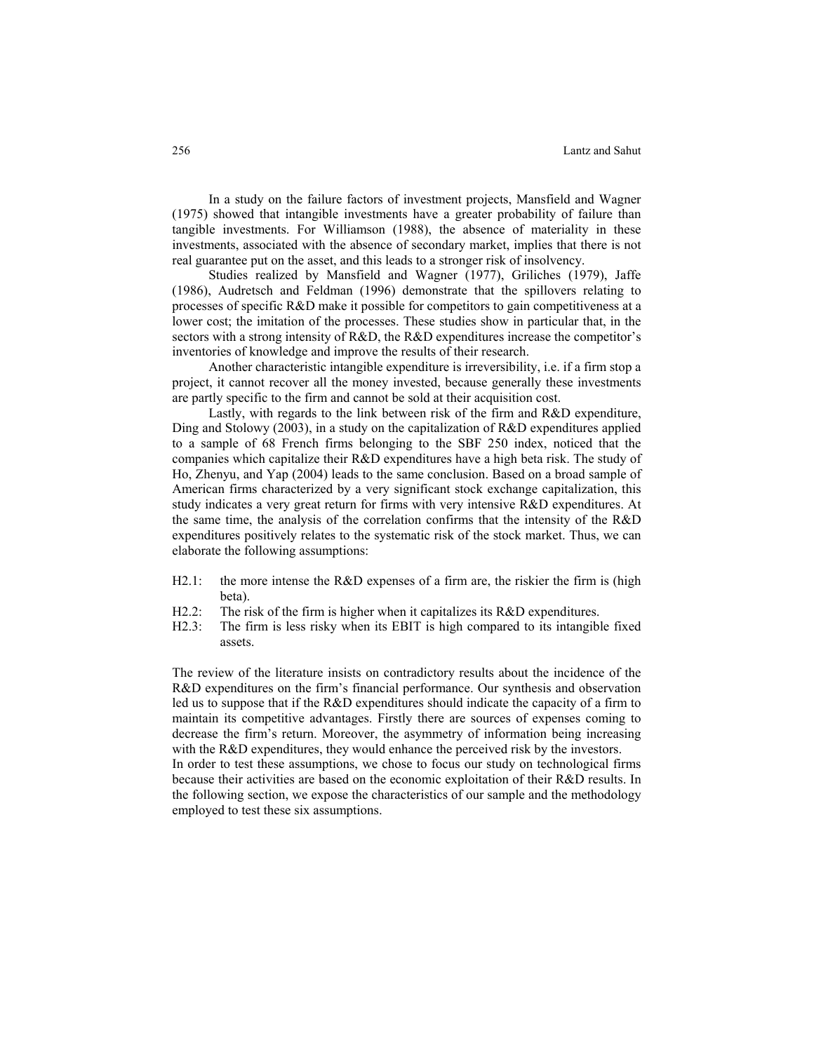In a study on the failure factors of investment projects, Mansfield and Wagner (1975) showed that intangible investments have a greater probability of failure than tangible investments. For Williamson (1988), the absence of materiality in these investments, associated with the absence of secondary market, implies that there is not real guarantee put on the asset, and this leads to a stronger risk of insolvency.

Studies realized by Mansfield and Wagner (1977), Griliches (1979), Jaffe (1986), Audretsch and Feldman (1996) demonstrate that the spillovers relating to processes of specific R&D make it possible for competitors to gain competitiveness at a lower cost; the imitation of the processes. These studies show in particular that, in the sectors with a strong intensity of R&D, the R&D expenditures increase the competitor's inventories of knowledge and improve the results of their research.

Another characteristic intangible expenditure is irreversibility, i.e. if a firm stop a project, it cannot recover all the money invested, because generally these investments are partly specific to the firm and cannot be sold at their acquisition cost.

Lastly, with regards to the link between risk of the firm and R&D expenditure, Ding and Stolowy (2003), in a study on the capitalization of R&D expenditures applied to a sample of 68 French firms belonging to the SBF 250 index, noticed that the companies which capitalize their R&D expenditures have a high beta risk. The study of Ho, Zhenyu, and Yap (2004) leads to the same conclusion. Based on a broad sample of American firms characterized by a very significant stock exchange capitalization, this study indicates a very great return for firms with very intensive R&D expenditures. At the same time, the analysis of the correlation confirms that the intensity of the R&D expenditures positively relates to the systematic risk of the stock market. Thus, we can elaborate the following assumptions:

- H2.1: the more intense the R&D expenses of a firm are, the riskier the firm is (high beta).
- H2.2: The risk of the firm is higher when it capitalizes its R&D expenditures.
- H2.3: The firm is less risky when its EBIT is high compared to its intangible fixed assets.

The review of the literature insists on contradictory results about the incidence of the R&D expenditures on the firm's financial performance. Our synthesis and observation led us to suppose that if the R&D expenditures should indicate the capacity of a firm to maintain its competitive advantages. Firstly there are sources of expenses coming to decrease the firm's return. Moreover, the asymmetry of information being increasing with the R&D expenditures, they would enhance the perceived risk by the investors.

In order to test these assumptions, we chose to focus our study on technological firms because their activities are based on the economic exploitation of their R&D results. In the following section, we expose the characteristics of our sample and the methodology employed to test these six assumptions.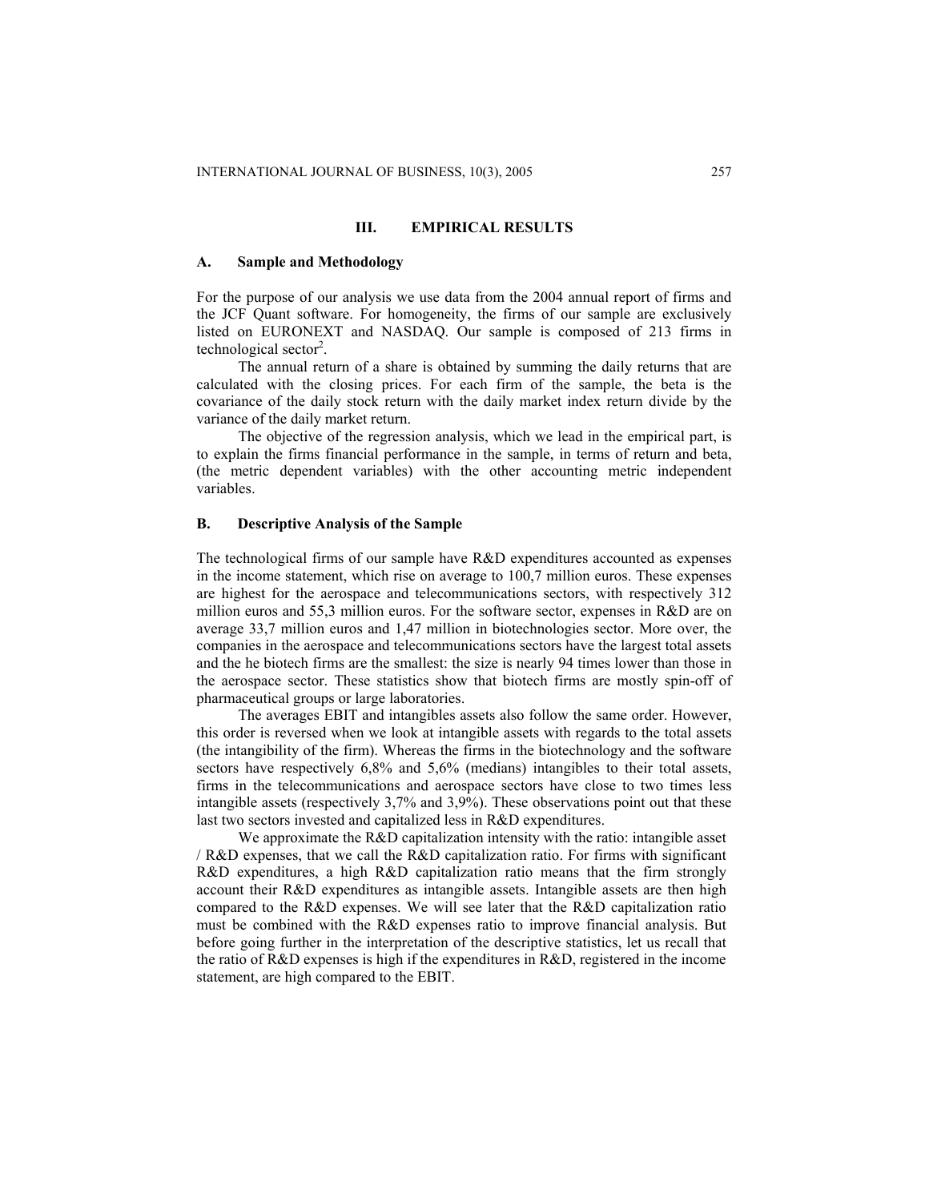## III. EMPIRICAL RESULTS

### A. Sample and Methodology

For the purpose of our analysis we use data from the 2004 annual report of firms and the JCF Quant software. For homogeneity, the firms of our sample are exclusively listed on EURONEXT and NASDAQ. Our sample is composed of 213 firms in technological sector[2].

The annual return of a share is obtained by summing the daily returns that are calculated with the closing prices. For each firm of the sample, the beta is the covariance of the daily stock return with the daily market index return divide by the variance of the daily market return.

The objective of the regression analysis, which we lead in the empirical part, is to explain the firms financial performance in the sample, in terms of return and beta, (the metric dependent variables) with the other accounting metric independent variables.

### B. Descriptive Analysis of the Sample

The technological firms of our sample have R&D expenditures accounted as expenses in the income statement, which rise on average to 100,7 million euros. These expenses are highest for the aerospace and telecommunications sectors, with respectively 312 million euros and 55,3 million euros. For the software sector, expenses in R&D are on average 33,7 million euros and 1,47 million in biotechnologies sector. More over, the companies in the aerospace and telecommunications sectors have the largest total assets and the he biotech firms are the smallest: the size is nearly 94 times lower than those in the aerospace sector. These statistics show that biotech firms are mostly spin-off of pharmaceutical groups or large laboratories.

The averages EBIT and intangibles assets also follow the same order. However, this order is reversed when we look at intangible assets with regards to the total assets (the intangibility of the firm). Whereas the firms in the biotechnology and the software sectors have respectively 6,8% and 5,6% (medians) intangibles to their total assets, firms in the telecommunications and aerospace sectors have close to two times less intangible assets (respectively 3,7% and 3,9%). These observations point out that these last two sectors invested and capitalized less in R&D expenditures.

We approximate the R&D capitalization intensity with the ratio: intangible asset / R&D expenses, that we call the R&D capitalization ratio. For firms with significant R&D expenditures, a high R&D capitalization ratio means that the firm strongly account their R&D expenditures as intangible assets. Intangible assets are then high compared to the R&D expenses. We will see later that the R&D capitalization ratio must be combined with the R&D expenses ratio to improve financial analysis. But before going further in the interpretation of the descriptive statistics, let us recall that the ratio of R&D expenses is high if the expenditures in R&D, registered in the income statement, are high compared to the EBIT.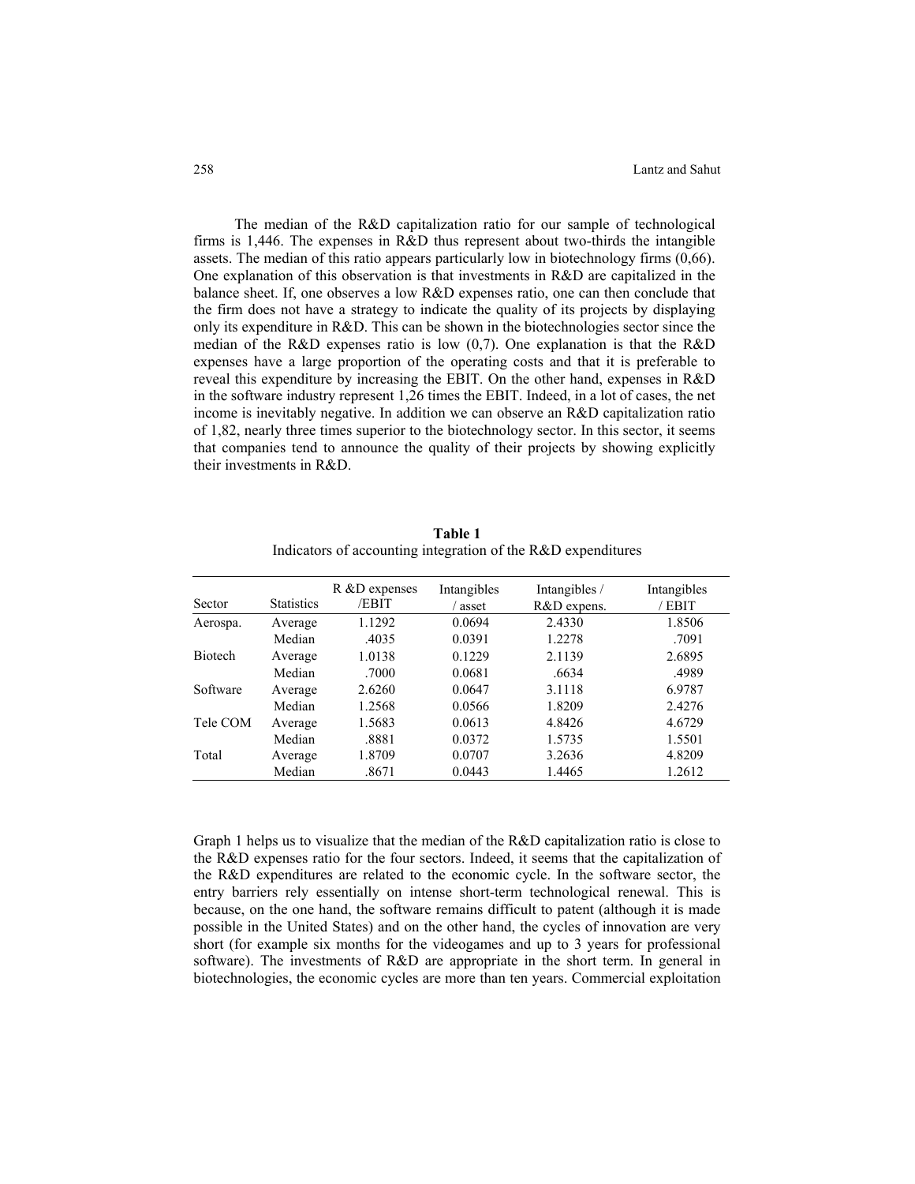The median of the R&D capitalization ratio for our sample of technological firms is 1,446. The expenses in R&D thus represent about two-thirds the intangible assets. The median of this ratio appears particularly low in biotechnology firms (0,66). One explanation of this observation is that investments in R&D are capitalized in the balance sheet. If, one observes a low R&D expenses ratio, one can then conclude that the firm does not have a strategy to indicate the quality of its projects by displaying only its expenditure in R&D. This can be shown in the biotechnologies sector since the median of the R&D expenses ratio is low (0,7). One explanation is that the R&D expenses have a large proportion of the operating costs and that it is preferable to reveal this expenditure by increasing the EBIT. On the other hand, expenses in R&D in the software industry represent 1,26 times the EBIT. Indeed, in a lot of cases, the net income is inevitably negative. In addition we can observe an R&D capitalization ratio of 1,82, nearly three times superior to the biotechnology sector. In this sector, it seems that companies tend to announce the quality of their projects by showing explicitly their investments in R&D.

**Table 1**
Indicators of accounting integration of the R&D expenditures

| Sector | Statistics | R &D expenses /EBIT | Intangibles / asset | Intangibles / R&D expens. | Intangibles / EBIT |
|---|---|---|---|---|---|
| Aerospa. | Average | 1.1292 | 0.0694 | 2.4330 | 1.8506 |
| | Median | .4035 | 0.0391 | 1.2278 | .7091 |
| Biotech | Average | 1.0138 | 0.1229 | 2.1139 | 2.6895 |
| | Median | .7000 | 0.0681 | .6634 | .4989 |
| Software | Average | 2.6260 | 0.0647 | 3.1118 | 6.9787 |
| | Median | 1.2568 | 0.0566 | 1.8209 | 2.4276 |
| Tele COM | Average | 1.5683 | 0.0613 | 4.8426 | 4.6729 |
| | Median | .8881 | 0.0372 | 1.5735 | 1.5501 |
| Total | Average | 1.8709 | 0.0707 | 3.2636 | 4.8209 |
| | Median | .8671 | 0.0443 | 1.4465 | 1.2612 |

Graph 1 helps us to visualize that the median of the R&D capitalization ratio is close to the R&D expenses ratio for the four sectors. Indeed, it seems that the capitalization of the R&D expenditures are related to the economic cycle. In the software sector, the entry barriers rely essentially on intense short-term technological renewal. This is because, on the one hand, the software remains difficult to patent (although it is made possible in the United States) and on the other hand, the cycles of innovation are very short (for example six months for the videogames and up to 3 years for professional software). The investments of R&D are appropriate in the short term. In general in biotechnologies, the economic cycles are more than ten years. Commercial exploitation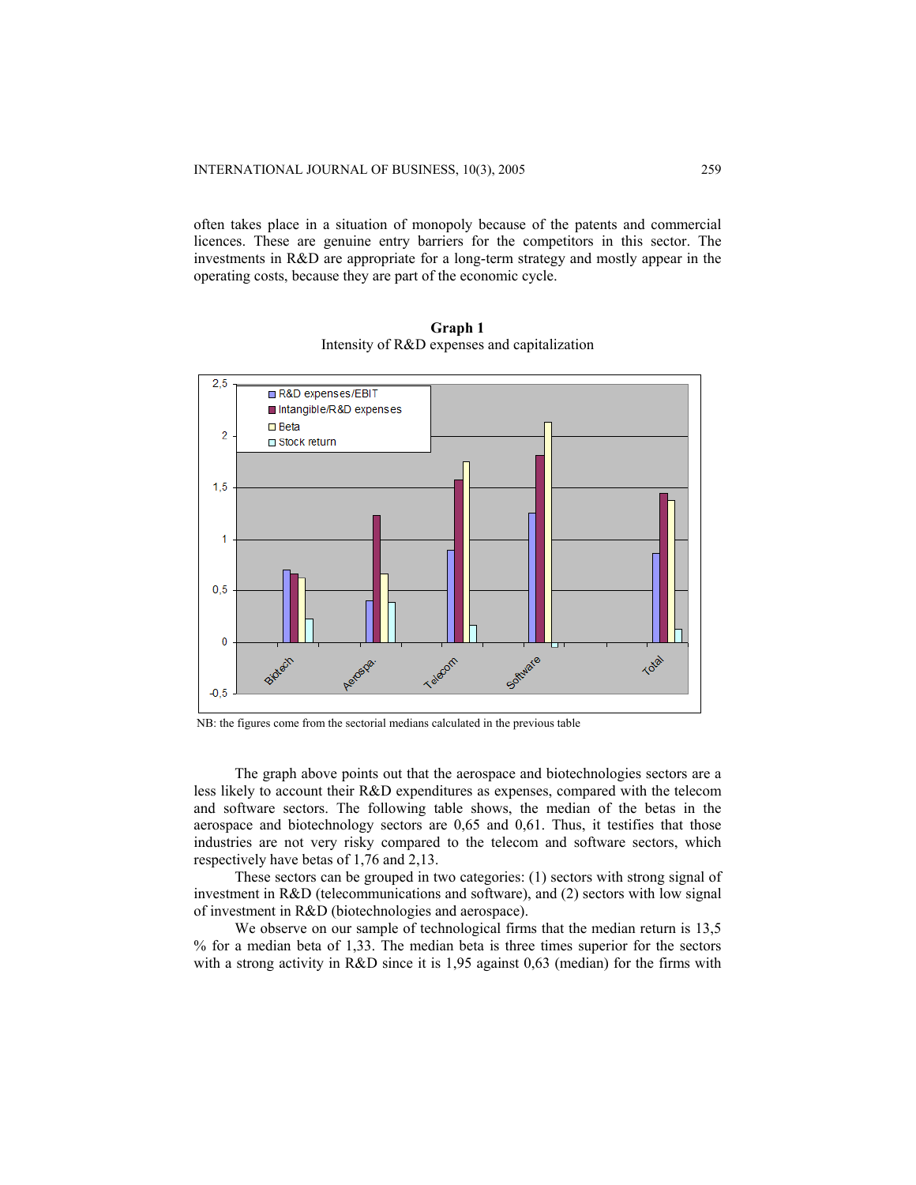often takes place in a situation of monopoly because of the patents and commercial licences. These are genuine entry barriers for the competitors in this sector. The investments in R&D are appropriate for a long-term strategy and mostly appear in the operating costs, because they are part of the economic cycle.

**Graph 1**
Intensity of R&D expenses and capitalization

NB: the figures come from the sectorial medians calculated in the previous table

The graph above points out that the aerospace and biotechnologies sectors are a less likely to account their R&D expenditures as expenses, compared with the telecom and software sectors. The following table shows, the median of the betas in the aerospace and biotechnology sectors are 0,65 and 0,61. Thus, it testifies that those industries are not very risky compared to the telecom and software sectors, which respectively have betas of 1,76 and 2,13.

These sectors can be grouped in two categories: (1) sectors with strong signal of investment in R&D (telecommunications and software), and (2) sectors with low signal of investment in R&D (biotechnologies and aerospace).

We observe on our sample of technological firms that the median return is 13,5 % for a median beta of 1,33. The median beta is three times superior for the sectors with a strong activity in R&D since it is 1,95 against 0,63 (median) for the firms with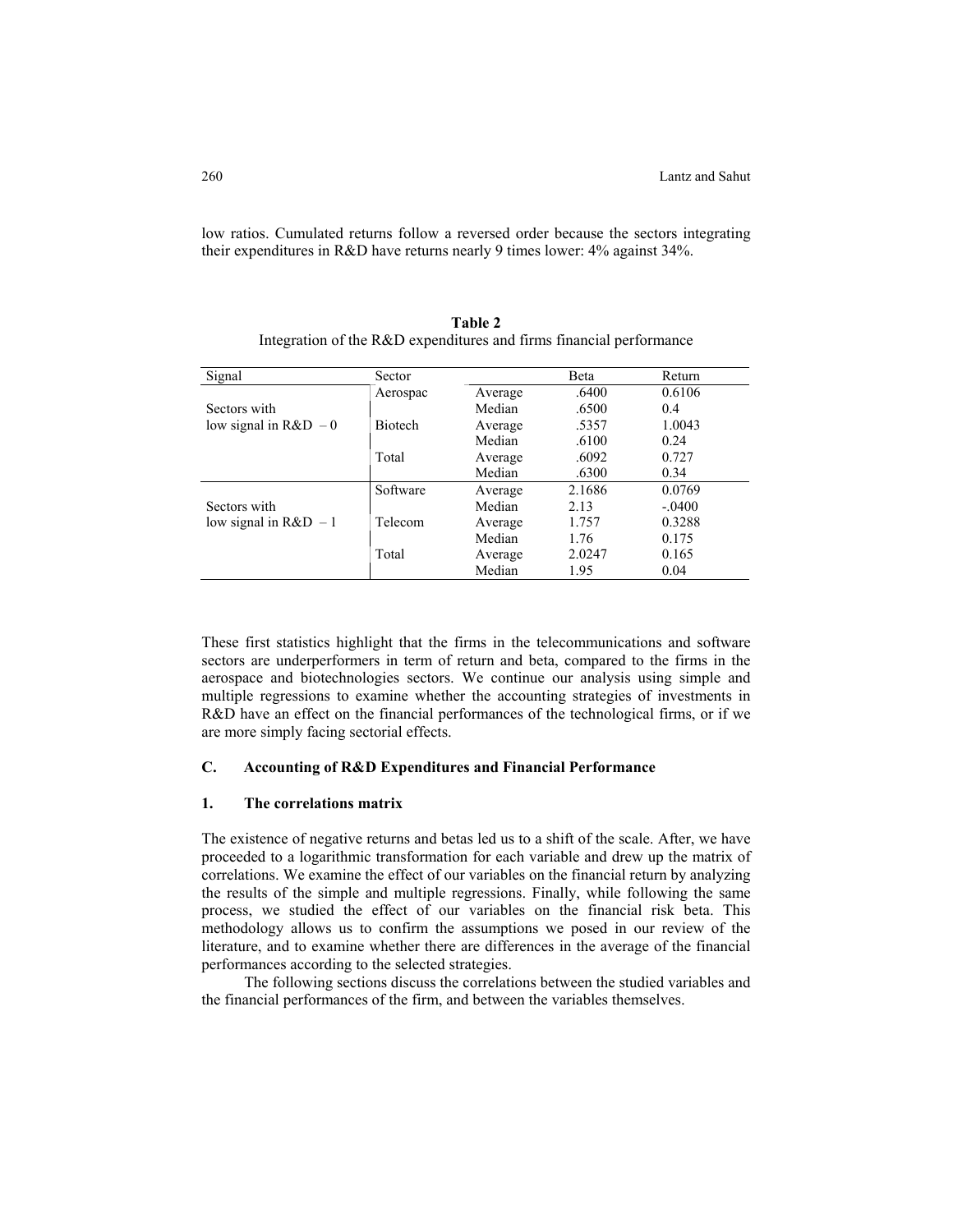low ratios. Cumulated returns follow a reversed order because the sectors integrating their expenditures in R&D have returns nearly 9 times lower: 4% against 34%.

**Table 2**
Integration of the R&D expenditures and firms financial performance

| Signal | Sector | | Beta | Return |
|---|---|---|---|---|
| Sectors with low signal in R&D – 0 | Aerospac | Average | .6400 | 0.6106 |
| | | Median | .6500 | 0.4 |
| | Biotech | Average | .5357 | 1.0043 |
| | | Median | .6100 | 0.24 |
| | Total | Average | .6092 | 0.727 |
| | | Median | .6300 | 0.34 |
| Sectors with low signal in R&D – 1 | Software | Average | 2.1686 | 0.0769 |
| | | Median | 2.13 | -.0400 |
| | Telecom | Average | 1.757 | 0.3288 |
| | | Median | 1.76 | 0.175 |
| | Total | Average | 2.0247 | 0.165 |
| | | Median | 1.95 | 0.04 |

These first statistics highlight that the firms in the telecommunications and software sectors are underperformers in term of return and beta, compared to the firms in the aerospace and biotechnologies sectors. We continue our analysis using simple and multiple regressions to examine whether the accounting strategies of investments in R&D have an effect on the financial performances of the technological firms, or if we are more simply facing sectorial effects.

### C. Accounting of R&D Expenditures and Financial Performance

#### 1. The correlations matrix

The existence of negative returns and betas led us to a shift of the scale. After, we have proceeded to a logarithmic transformation for each variable and drew up the matrix of correlations. We examine the effect of our variables on the financial return by analyzing the results of the simple and multiple regressions. Finally, while following the same process, we studied the effect of our variables on the financial risk beta. This methodology allows us to confirm the assumptions we posed in our review of the literature, and to examine whether there are differences in the average of the financial performances according to the selected strategies.

The following sections discuss the correlations between the studied variables and the financial performances of the firm, and between the variables themselves.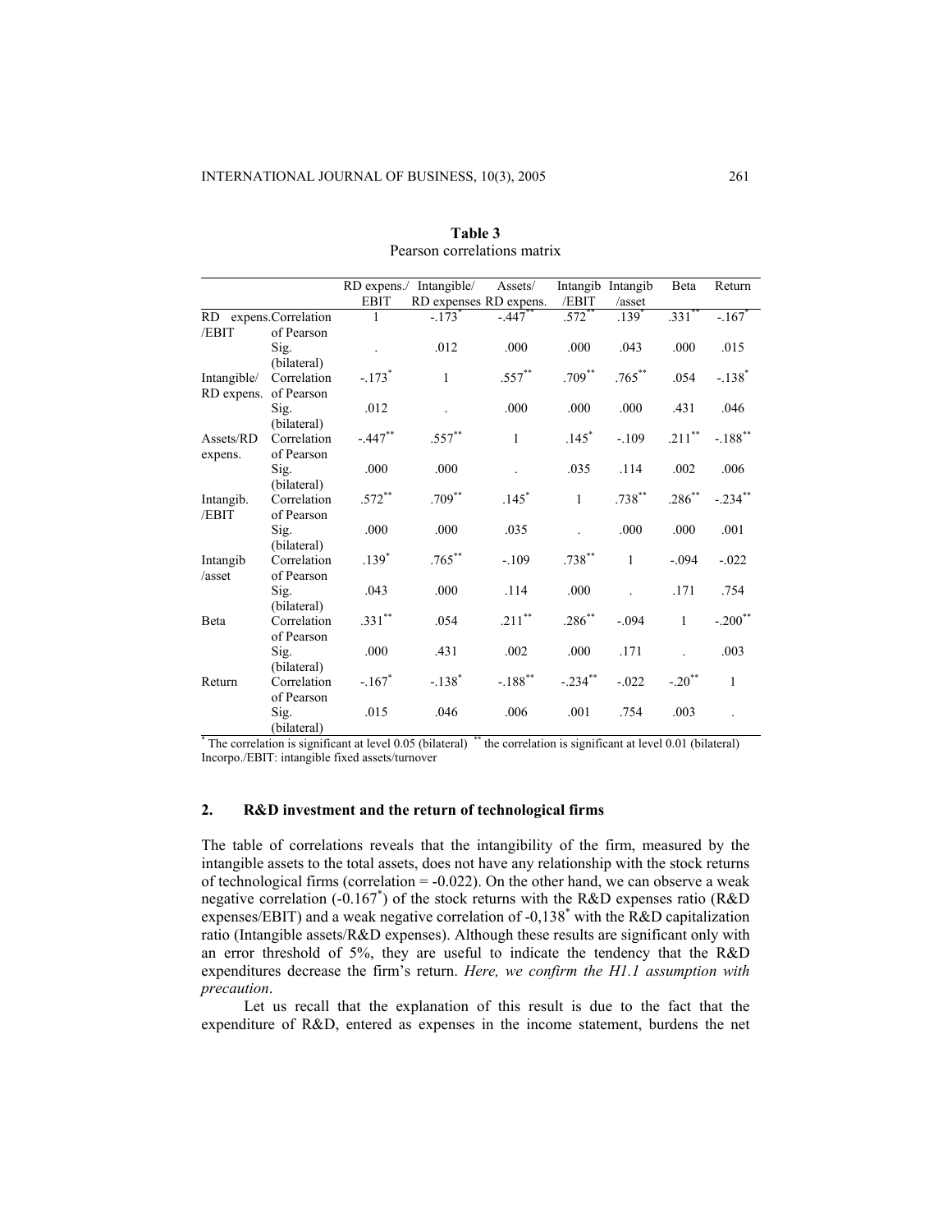**Table 3**
Pearson correlations matrix

| | | RD expens./ EBIT | Intangible/ RD expenses | Assets/ RD expens. | Intangib /EBIT | Intangib /asset | Beta | Return |
|---|---|---|---|---|---|---|---|---|
| RD expens. /EBIT | Correlation of Pearson | 1 | -.173* | -.447** | .572** | .139* | .331** | -.167* |
| | Sig. (bilateral) | . | .012 | .000 | .000 | .043 | .000 | .015 |
| Intangible/ RD expens. | Correlation of Pearson | -.173* | 1 | .557** | .709** | .765** | .054 | -.138* |
| | Sig. (bilateral) | .012 | . | .000 | .000 | .000 | .431 | .046 |
| Assets/RD expens. | Correlation of Pearson | -.447** | .557** | 1 | .145* | -.109 | .211** | -.188** |
| | Sig. (bilateral) | .000 | .000 | . | .035 | .114 | .002 | .006 |
| Intangib. /EBIT | Correlation of Pearson | .572** | .709** | .145* | 1 | .738** | .286** | -.234** |
| | Sig. (bilateral) | .000 | .000 | .035 | . | .000 | .000 | .001 |
| Intangib /asset | Correlation of Pearson | .139* | .765** | -.109 | .738** | 1 | -.094 | -.022 |
| | Sig. (bilateral) | .043 | .000 | .114 | .000 | . | .171 | .754 |
| Beta | Correlation of Pearson | .331** | .054 | .211** | .286** | -.094 | 1 | -.200** |
| | Sig. (bilateral) | .000 | .431 | .002 | .000 | .171 | . | .003 |
| Return | Correlation of Pearson | -.167* | -.138* | -.188** | -.234** | -.022 | -.20** | 1 |
| | Sig. (bilateral) | .015 | .046 | .006 | .001 | .754 | .003 | . |

* The correlation is significant at level 0.05 (bilateral) ** the correlation is significant at level 0.01 (bilateral)
Incorpo./EBIT: intangible fixed assets/turnover

## 2. R&D investment and the return of technological firms

The table of correlations reveals that the intangibility of the firm, measured by the intangible assets to the total assets, does not have any relationship with the stock returns of technological firms (correlation = -0.022). On the other hand, we can observe a weak negative correlation (-0.167*) of the stock returns with the R&D expenses ratio (R&D expenses/EBIT) and a weak negative correlation of -0,138* with the R&D capitalization ratio (Intangible assets/R&D expenses). Although these results are significant only with an error threshold of 5%, they are useful to indicate the tendency that the R&D expenditures decrease the firm's return. *Here, we confirm the H1.1 assumption with precaution*.

Let us recall that the explanation of this result is due to the fact that the expenditure of R&D, entered as expenses in the income statement, burdens the net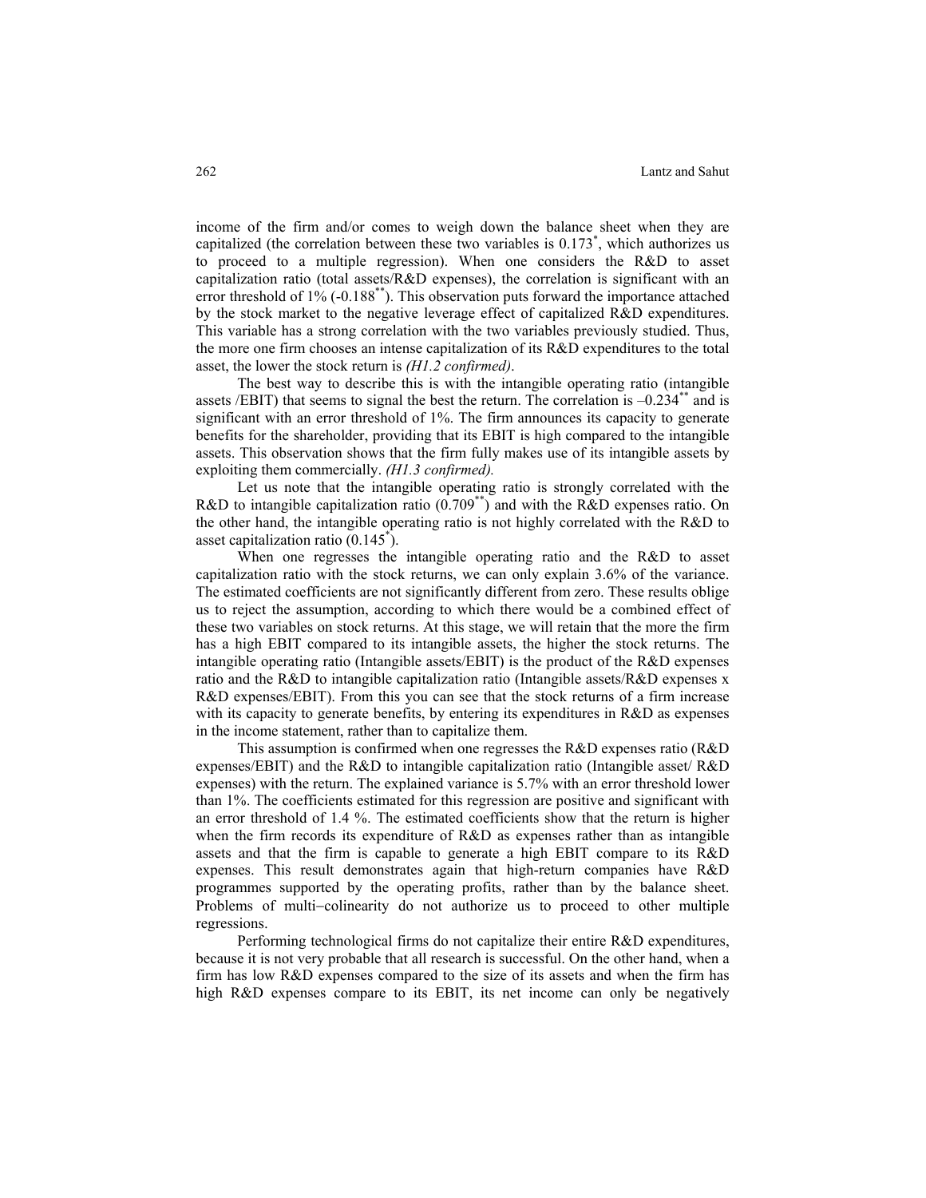income of the firm and/or comes to weigh down the balance sheet when they are capitalized (the correlation between these two variables is 0.173*, which authorizes us to proceed to a multiple regression). When one considers the R&D to asset capitalization ratio (total assets/R&D expenses), the correlation is significant with an error threshold of 1% (-0.188**). This observation puts forward the importance attached by the stock market to the negative leverage effect of capitalized R&D expenditures. This variable has a strong correlation with the two variables previously studied. Thus, the more one firm chooses an intense capitalization of its R&D expenditures to the total asset, the lower the stock return is *(H1.2 confirmed)*.

The best way to describe this is with the intangible operating ratio (intangible assets /EBIT) that seems to signal the best the return. The correlation is –0.234** and is significant with an error threshold of 1%. The firm announces its capacity to generate benefits for the shareholder, providing that its EBIT is high compared to the intangible assets. This observation shows that the firm fully makes use of its intangible assets by exploiting them commercially. *(H1.3 confirmed).*

Let us note that the intangible operating ratio is strongly correlated with the R&D to intangible capitalization ratio (0.709**) and with the R&D expenses ratio. On the other hand, the intangible operating ratio is not highly correlated with the R&D to asset capitalization ratio (0.145*).

When one regresses the intangible operating ratio and the R&D to asset capitalization ratio with the stock returns, we can only explain 3.6% of the variance. The estimated coefficients are not significantly different from zero. These results oblige us to reject the assumption, according to which there would be a combined effect of these two variables on stock returns. At this stage, we will retain that the more the firm has a high EBIT compared to its intangible assets, the higher the stock returns. The intangible operating ratio (Intangible assets/EBIT) is the product of the R&D expenses ratio and the R&D to intangible capitalization ratio (Intangible assets/R&D expenses x R&D expenses/EBIT). From this you can see that the stock returns of a firm increase with its capacity to generate benefits, by entering its expenditures in R&D as expenses in the income statement, rather than to capitalize them.

This assumption is confirmed when one regresses the R&D expenses ratio (R&D expenses/EBIT) and the R&D to intangible capitalization ratio (Intangible asset/ R&D expenses) with the return. The explained variance is 5.7% with an error threshold lower than 1%. The coefficients estimated for this regression are positive and significant with an error threshold of 1.4 %. The estimated coefficients show that the return is higher when the firm records its expenditure of R&D as expenses rather than as intangible assets and that the firm is capable to generate a high EBIT compare to its R&D expenses. This result demonstrates again that high-return companies have R&D programmes supported by the operating profits, rather than by the balance sheet. Problems of multi–colinearity do not authorize us to proceed to other multiple regressions.

Performing technological firms do not capitalize their entire R&D expenditures, because it is not very probable that all research is successful. On the other hand, when a firm has low R&D expenses compared to the size of its assets and when the firm has high R&D expenses compare to its EBIT, its net income can only be negatively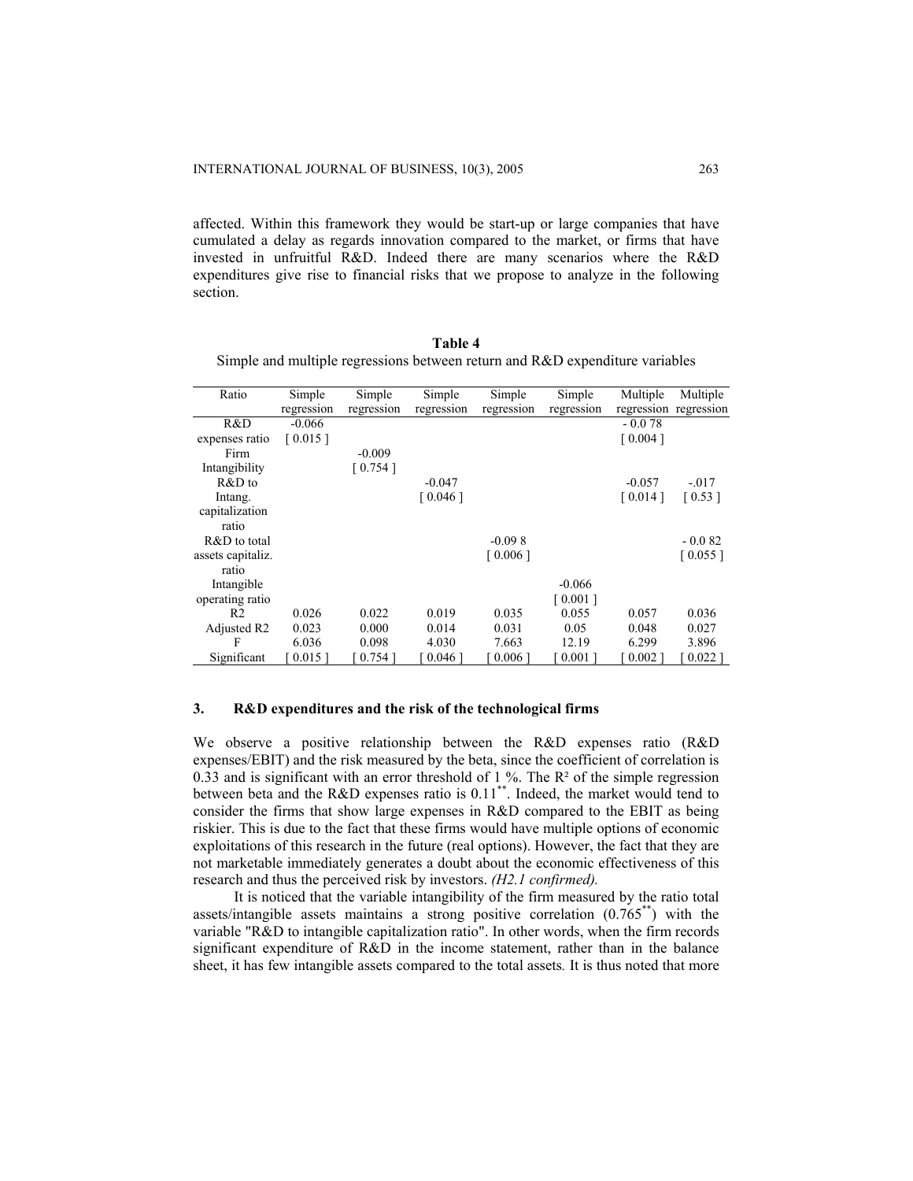affected. Within this framework they would be start-up or large companies that have cumulated a delay as regards innovation compared to the market, or firms that have invested in unfruitful R&D. Indeed there are many scenarios where the R&D expenditures give rise to financial risks that we propose to analyze in the following section.

**Table 4**
Simple and multiple regressions between return and R&D expenditure variables

| Ratio | Simple regression | Simple regression | Simple regression | Simple regression | Simple regression | Multiple regression | Multiple regression |
|---|---|---|---|---|---|---|---|
| R&D expenses ratio | -0.066 [ 0.015 ] | | | | | - 0.0 78 [ 0.004 ] | |
| Firm Intangibility | | -0.009 [ 0.754 ] | | | | | |
| R&D to Intang. capitalization ratio | | | -0.047 [ 0.046 ] | | | -0.057 [ 0.014 ] | -.017 [ 0.53 ] |
| R&D to total assets capitaliz. ratio | | | | -0.09 8 [ 0.006 ] | | | - 0.0 82 [ 0.055 ] |
| Intangible operating ratio | | | | | -0.066 [ 0.001 ] | | |
| R2 | 0.026 | 0.022 | 0.019 | 0.035 | 0.055 | 0.057 | 0.036 |
| Adjusted R2 | 0.023 | 0.000 | 0.014 | 0.031 | 0.05 | 0.048 | 0.027 |
| F | 6.036 | 0.098 | 4.030 | 7.663 | 12.19 | 6.299 | 3.896 |
| Significant | [ 0.015 ] | [ 0.754 ] | [ 0.046 ] | [ 0.006 ] | [ 0.001 ] | [ 0.002 ] | [ 0.022 ] |

## 3. R&D expenditures and the risk of the technological firms

We observe a positive relationship between the R&D expenses ratio (R&D expenses/EBIT) and the risk measured by the beta, since the coefficient of correlation is 0.33 and is significant with an error threshold of 1 %. The $R^2$ of the simple regression between beta and the R&D expenses ratio is $0.11^{**}$. Indeed, the market would tend to consider the firms that show large expenses in R&D compared to the EBIT as being riskier. This is due to the fact that these firms would have multiple options of economic exploitations of this research in the future (real options). However, the fact that they are not marketable immediately generates a doubt about the economic effectiveness of this research and thus the perceived risk by investors. *(H2.1 confirmed).*

It is noticed that the variable intangibility of the firm measured by the ratio total assets/intangible assets maintains a strong positive correlation ($0.765^{**}$) with the variable "R&D to intangible capitalization ratio". In other words, when the firm records significant expenditure of R&D in the income statement, rather than in the balance sheet, it has few intangible assets compared to the total assets. It is thus noted that more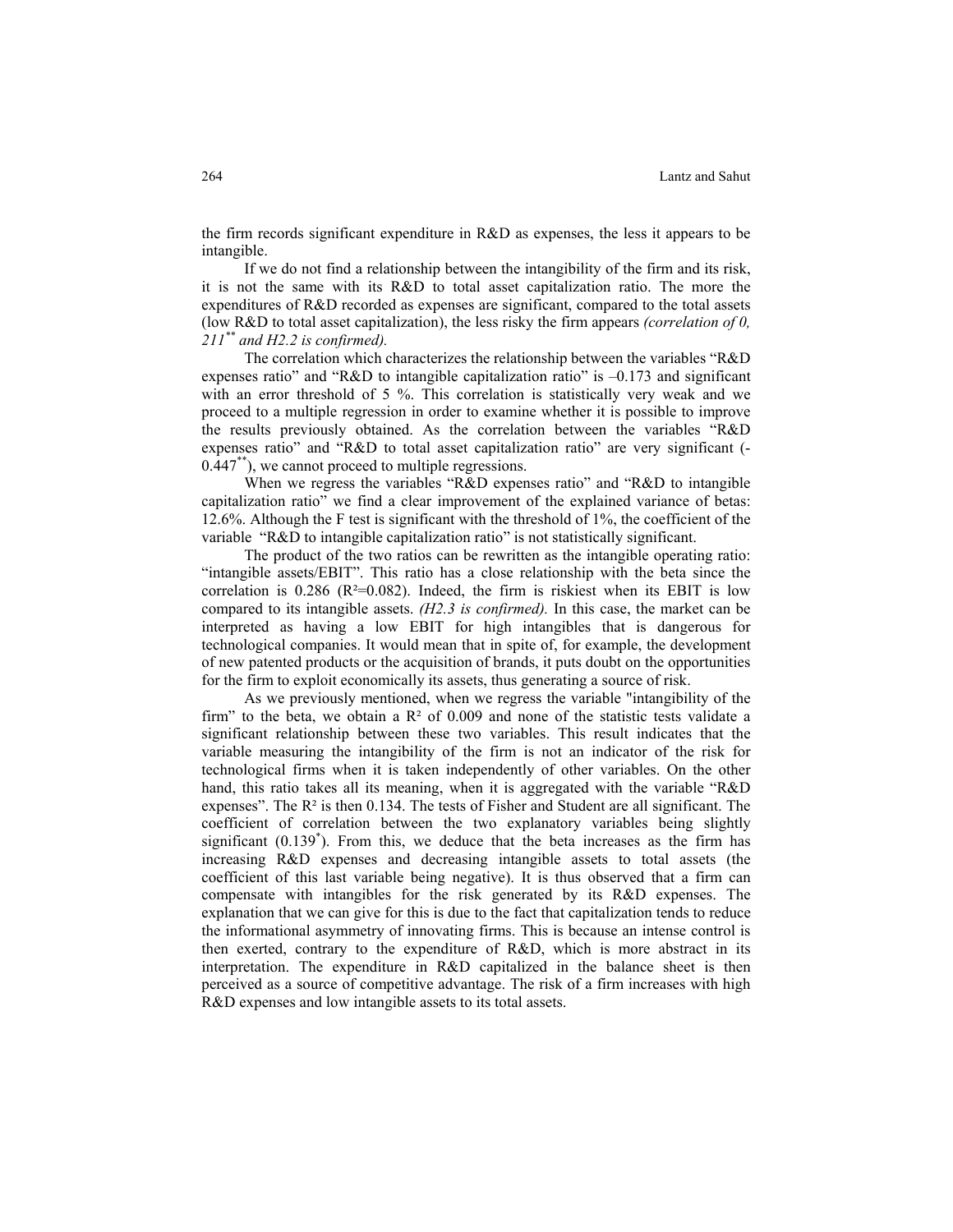the firm records significant expenditure in R&D as expenses, the less it appears to be intangible.

If we do not find a relationship between the intangibility of the firm and its risk, it is not the same with its R&D to total asset capitalization ratio. The more the expenditures of R&D recorded as expenses are significant, compared to the total assets (low R&D to total asset capitalization), the less risky the firm appears *(correlation of 0, 211*[**] *and H2.2 is confirmed).*

The correlation which characterizes the relationship between the variables "R&D expenses ratio" and "R&D to intangible capitalization ratio" is –0.173 and significant with an error threshold of 5 %. This correlation is statistically very weak and we proceed to a multiple regression in order to examine whether it is possible to improve the results previously obtained. As the correlation between the variables "R&D expenses ratio" and "R&D to total asset capitalization ratio" are very significant (-0.447[**]), we cannot proceed to multiple regressions.

When we regress the variables "R&D expenses ratio" and "R&D to intangible capitalization ratio" we find a clear improvement of the explained variance of betas: 12.6%. Although the F test is significant with the threshold of 1%, the coefficient of the variable "R&D to intangible capitalization ratio" is not statistically significant.

The product of the two ratios can be rewritten as the intangible operating ratio: "intangible assets/EBIT". This ratio has a close relationship with the beta since the correlation is 0.286 ($R^2$=0.082). Indeed, the firm is riskiest when its EBIT is low compared to its intangible assets. *(H2.3 is confirmed).* In this case, the market can be interpreted as having a low EBIT for high intangibles that is dangerous for technological companies. It would mean that in spite of, for example, the development of new patented products or the acquisition of brands, it puts doubt on the opportunities for the firm to exploit economically its assets, thus generating a source of risk.

As we previously mentioned, when we regress the variable "intangibility of the firm" to the beta, we obtain a $R^2$ of 0.009 and none of the statistic tests validate a significant relationship between these two variables. This result indicates that the variable measuring the intangibility of the firm is not an indicator of the risk for technological firms when it is taken independently of other variables. On the other hand, this ratio takes all its meaning, when it is aggregated with the variable "R&D expenses". The $R^2$ is then 0.134. The tests of Fisher and Student are all significant. The coefficient of correlation between the two explanatory variables being slightly significant (0.139[*]). From this, we deduce that the beta increases as the firm has increasing R&D expenses and decreasing intangible assets to total assets (the coefficient of this last variable being negative). It is thus observed that a firm can compensate with intangibles for the risk generated by its R&D expenses. The explanation that we can give for this is due to the fact that capitalization tends to reduce the informational asymmetry of innovating firms. This is because an intense control is then exerted, contrary to the expenditure of R&D, which is more abstract in its interpretation. The expenditure in R&D capitalized in the balance sheet is then perceived as a source of competitive advantage. The risk of a firm increases with high R&D expenses and low intangible assets to its total assets.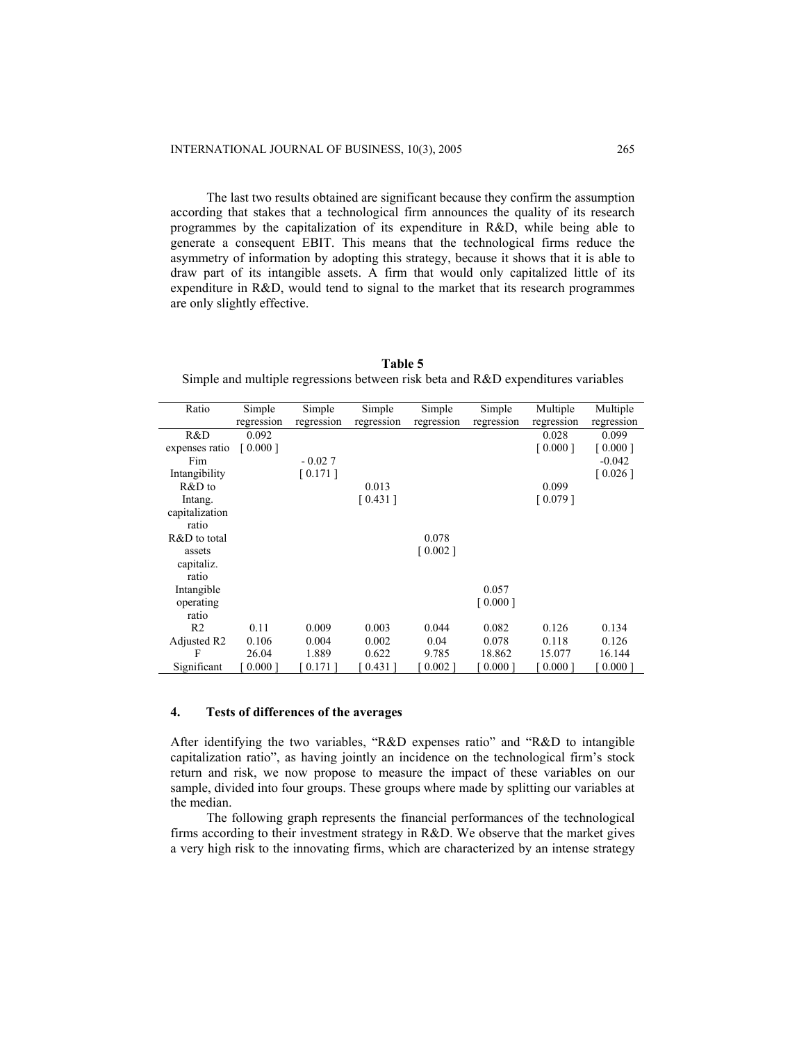The last two results obtained are significant because they confirm the assumption according that stakes that a technological firm announces the quality of its research programmes by the capitalization of its expenditure in R&D, while being able to generate a consequent EBIT. This means that the technological firms reduce the asymmetry of information by adopting this strategy, because it shows that it is able to draw part of its intangible assets. A firm that would only capitalized little of its expenditure in R&D, would tend to signal to the market that its research programmes are only slightly effective.

**Table 5**
Simple and multiple regressions between risk beta and R&D expenditures variables

| Ratio | Simple regression | Simple regression | Simple regression | Simple regression | Simple regression | Multiple regression | Multiple regression |
|---|---|---|---|---|---|---|---|
| R&D expenses ratio | 0.092 [ 0.000 ] | | | | | 0.028 [ 0.000 ] | 0.099 [ 0.000 ] |
| Fim Intangibility | | - 0.02 7 [ 0.171 ] | | | | | -0.042 [ 0.026 ] |
| R&D to Intang. capitalization ratio | | | 0.013 [ 0.431 ] | | | 0.099 [ 0.079 ] | |
| R&D to total assets capitaliz. ratio | | | | 0.078 [ 0.002 ] | | | |
| Intangible operating ratio | | | | | 0.057 [ 0.000 ] | | |
| R2 | 0.11 | 0.009 | 0.003 | 0.044 | 0.082 | 0.126 | 0.134 |
| Adjusted R2 | 0.106 | 0.004 | 0.002 | 0.04 | 0.078 | 0.118 | 0.126 |
| F | 26.04 | 1.889 | 0.622 | 9.785 | 18.862 | 15.077 | 16.144 |
| Significant | [ 0.000 ] | [ 0.171 ] | [ 0.431 ] | [ 0.002 ] | [ 0.000 ] | [ 0.000 ] | [ 0.000 ] |

## 4. Tests of differences of the averages

After identifying the two variables, "R&D expenses ratio" and "R&D to intangible capitalization ratio", as having jointly an incidence on the technological firm's stock return and risk, we now propose to measure the impact of these variables on our sample, divided into four groups. These groups where made by splitting our variables at the median.

The following graph represents the financial performances of the technological firms according to their investment strategy in R&D. We observe that the market gives a very high risk to the innovating firms, which are characterized by an intense strategy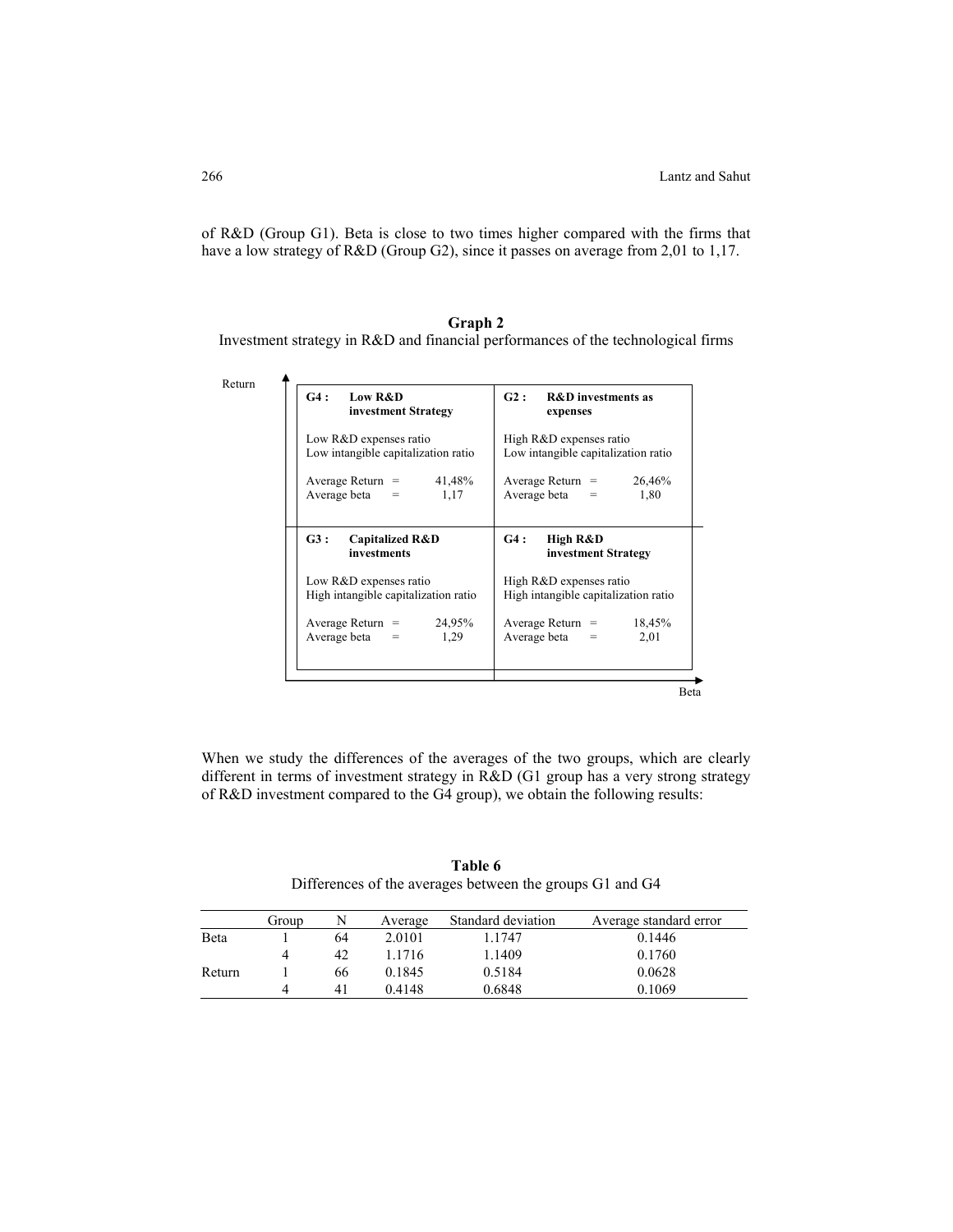of R&D (Group G1). Beta is close to two times higher compared with the firms that have a low strategy of R&D (Group G2), since it passes on average from 2,01 to 1,17.

**Graph 2**

Investment strategy in R&D and financial performances of the technological firms

| | |
|---|---|
| **G4 : Low R&D investment Strategy**<br><br>Low R&D expenses ratio<br>Low intangible capitalization ratio<br><br>Average Return = 41,48%<br>Average beta = 1,17 | **G2 : R&D investments as expenses**<br><br>High R&D expenses ratio<br>Low intangible capitalization ratio<br><br>Average Return = 26,46%<br>Average beta = 1,80 |
| **G3 : Capitalized R&D investments**<br><br>Low R&D expenses ratio<br>High intangible capitalization ratio<br><br>Average Return = 24,95%<br>Average beta = 1,29 | **G4 : High R&D investment Strategy**<br><br>High R&D expenses ratio<br>High intangible capitalization ratio<br><br>Average Return = 18,45%<br>Average beta = 2,01 |

(Vertical axis: Return; horizontal axis: Beta)

When we study the differences of the averages of the two groups, which are clearly different in terms of investment strategy in R&D (G1 group has a very strong strategy of R&D investment compared to the G4 group), we obtain the following results:

**Table 6**

Differences of the averages between the groups G1 and G4

| | Group | N | Average | Standard deviation | Average standard error |
|---|---|---|---|---|---|
| Beta | 1 | 64 | 2.0101 | 1.1747 | 0.1446 |
| | 4 | 42 | 1.1716 | 1.1409 | 0.1760 |
| Return | 1 | 66 | 0.1845 | 0.5184 | 0.0628 |
| | 4 | 41 | 0.4148 | 0.6848 | 0.1069 |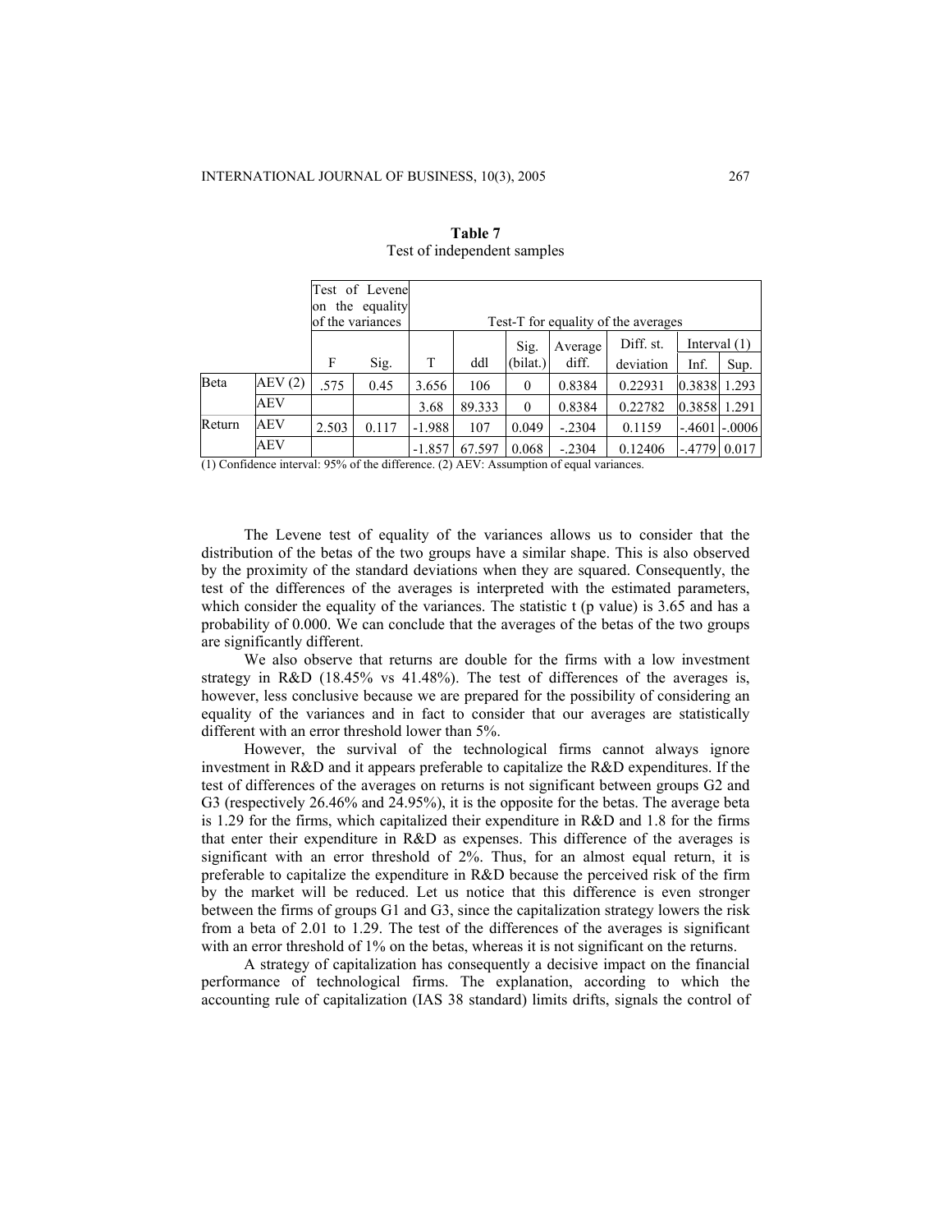**Table 7**
Test of independent samples

| | | Test of Levene on the equality of the variances | | Test-T for equality of the averages | | | | | | |
|---|---|---|---|---|---|---|---|---|---|---|
| | | F | Sig. | T | ddl | Sig. (bilat.) | Average diff. | Diff. st. deviation | Interval (1) Inf. | Sup. |
| Beta | AEV (2) | .575 | 0.45 | 3.656 | 106 | 0 | 0.8384 | 0.22931 | 0.3838 | 1.293 |
| | AEV | | | 3.68 | 89.333 | 0 | 0.8384 | 0.22782 | 0.3858 | 1.291 |
| Return | AEV | 2.503 | 0.117 | -1.988 | 107 | 0.049 | -.2304 | 0.1159 | -.4601 | -.0006 |
| | AEV | | | -1.857 | 67.597 | 0.068 | -.2304 | 0.12406 | -.4779 | 0.017 |

(1) Confidence interval: 95% of the difference. (2) AEV: Assumption of equal variances.

The Levene test of equality of the variances allows us to consider that the distribution of the betas of the two groups have a similar shape. This is also observed by the proximity of the standard deviations when they are squared. Consequently, the test of the differences of the averages is interpreted with the estimated parameters, which consider the equality of the variances. The statistic t (p value) is 3.65 and has a probability of 0.000. We can conclude that the averages of the betas of the two groups are significantly different.

We also observe that returns are double for the firms with a low investment strategy in R&D (18.45% vs 41.48%). The test of differences of the averages is, however, less conclusive because we are prepared for the possibility of considering an equality of the variances and in fact to consider that our averages are statistically different with an error threshold lower than 5%.

However, the survival of the technological firms cannot always ignore investment in R&D and it appears preferable to capitalize the R&D expenditures. If the test of differences of the averages on returns is not significant between groups G2 and G3 (respectively 26.46% and 24.95%), it is the opposite for the betas. The average beta is 1.29 for the firms, which capitalized their expenditure in R&D and 1.8 for the firms that enter their expenditure in R&D as expenses. This difference of the averages is significant with an error threshold of 2%. Thus, for an almost equal return, it is preferable to capitalize the expenditure in R&D because the perceived risk of the firm by the market will be reduced. Let us notice that this difference is even stronger between the firms of groups G1 and G3, since the capitalization strategy lowers the risk from a beta of 2.01 to 1.29. The test of the differences of the averages is significant with an error threshold of 1% on the betas, whereas it is not significant on the returns.

A strategy of capitalization has consequently a decisive impact on the financial performance of technological firms. The explanation, according to which the accounting rule of capitalization (IAS 38 standard) limits drifts, signals the control of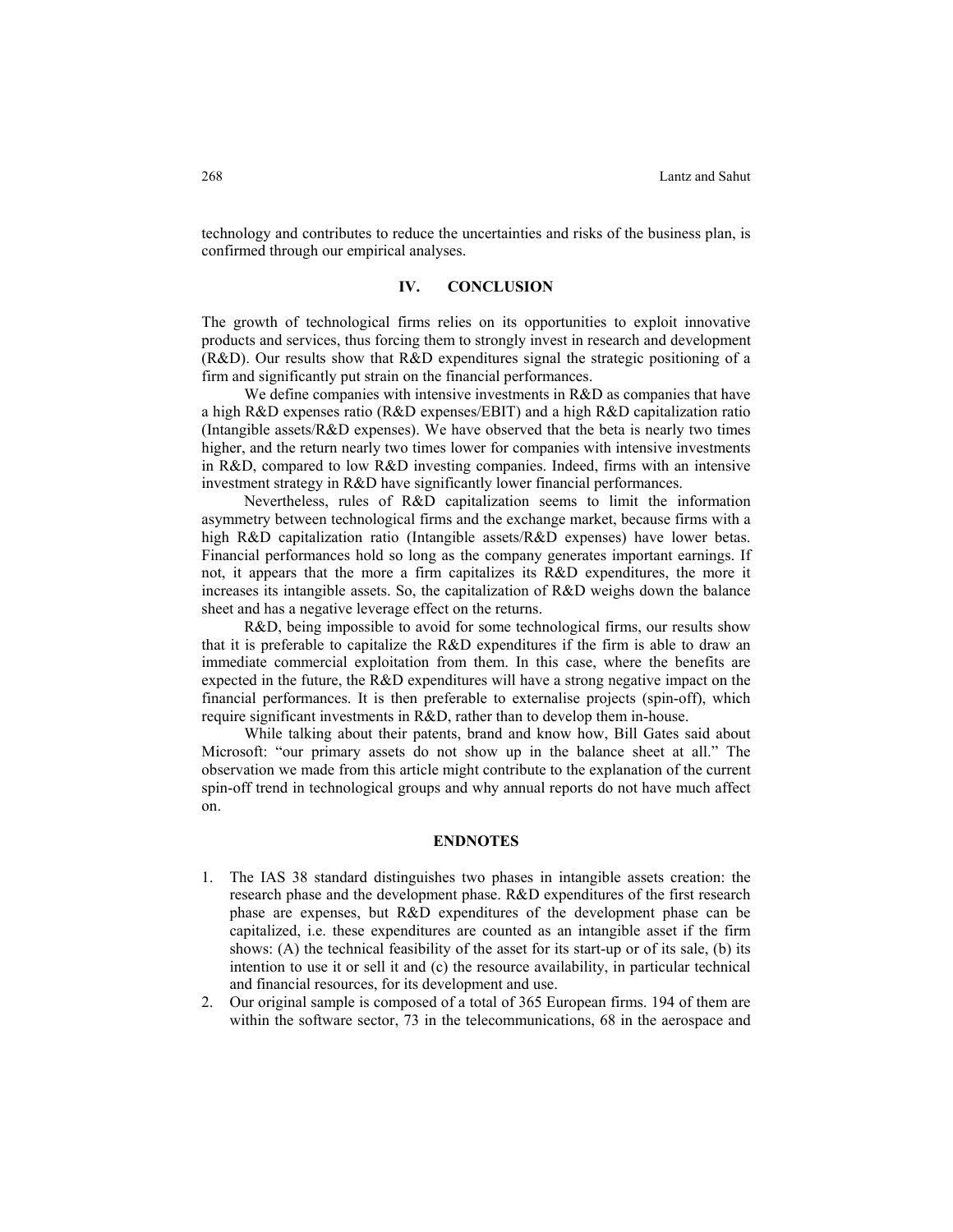technology and contributes to reduce the uncertainties and risks of the business plan, is confirmed through our empirical analyses.

## IV. CONCLUSION

The growth of technological firms relies on its opportunities to exploit innovative products and services, thus forcing them to strongly invest in research and development (R&D). Our results show that R&D expenditures signal the strategic positioning of a firm and significantly put strain on the financial performances.

We define companies with intensive investments in R&D as companies that have a high R&D expenses ratio (R&D expenses/EBIT) and a high R&D capitalization ratio (Intangible assets/R&D expenses). We have observed that the beta is nearly two times higher, and the return nearly two times lower for companies with intensive investments in R&D, compared to low R&D investing companies. Indeed, firms with an intensive investment strategy in R&D have significantly lower financial performances.

Nevertheless, rules of R&D capitalization seems to limit the information asymmetry between technological firms and the exchange market, because firms with a high R&D capitalization ratio (Intangible assets/R&D expenses) have lower betas. Financial performances hold so long as the company generates important earnings. If not, it appears that the more a firm capitalizes its R&D expenditures, the more it increases its intangible assets. So, the capitalization of R&D weighs down the balance sheet and has a negative leverage effect on the returns.

R&D, being impossible to avoid for some technological firms, our results show that it is preferable to capitalize the R&D expenditures if the firm is able to draw an immediate commercial exploitation from them. In this case, where the benefits are expected in the future, the R&D expenditures will have a strong negative impact on the financial performances. It is then preferable to externalise projects (spin-off), which require significant investments in R&D, rather than to develop them in-house.

While talking about their patents, brand and know how, Bill Gates said about Microsoft: "our primary assets do not show up in the balance sheet at all." The observation we made from this article might contribute to the explanation of the current spin-off trend in technological groups and why annual reports do not have much affect on.

## ENDNOTES

1. The IAS 38 standard distinguishes two phases in intangible assets creation: the research phase and the development phase. R&D expenditures of the first research phase are expenses, but R&D expenditures of the development phase can be capitalized, i.e. these expenditures are counted as an intangible asset if the firm shows: (A) the technical feasibility of the asset for its start-up or of its sale, (b) its intention to use it or sell it and (c) the resource availability, in particular technical and financial resources, for its development and use.
2. Our original sample is composed of a total of 365 European firms. 194 of them are within the software sector, 73 in the telecommunications, 68 in the aerospace and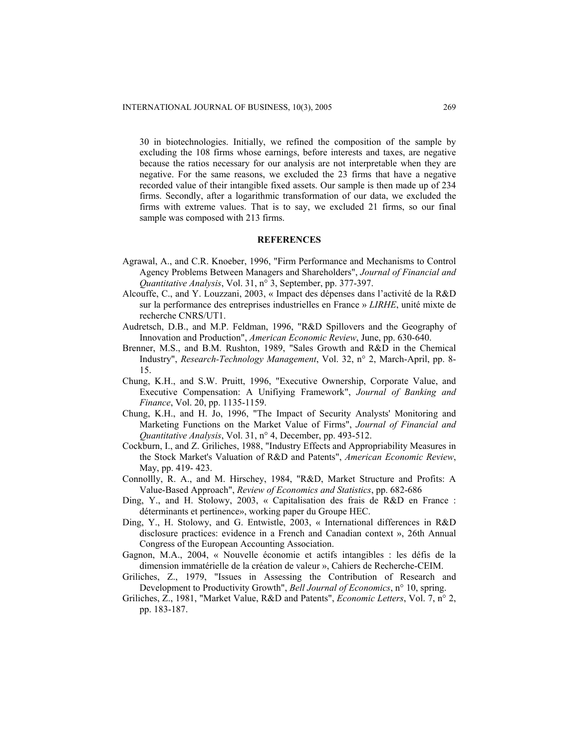30 in biotechnologies. Initially, we refined the composition of the sample by excluding the 108 firms whose earnings, before interests and taxes, are negative because the ratios necessary for our analysis are not interpretable when they are negative. For the same reasons, we excluded the 23 firms that have a negative recorded value of their intangible fixed assets. Our sample is then made up of 234 firms. Secondly, after a logarithmic transformation of our data, we excluded the firms with extreme values. That is to say, we excluded 21 firms, so our final sample was composed with 213 firms.

## REFERENCES

Agrawal, A., and C.R. Knoeber, 1996, "Firm Performance and Mechanisms to Control Agency Problems Between Managers and Shareholders", *Journal of Financial and Quantitative Analysis*, Vol. 31, n° 3, September, pp. 377-397.

Alcouffe, C., and Y. Louzzani, 2003, « Impact des dépenses dans l'activité de la R&D sur la performance des entreprises industrielles en France » *LIRHE*, unité mixte de recherche CNRS/UT1.

Audretsch, D.B., and M.P. Feldman, 1996, "R&D Spillovers and the Geography of Innovation and Production", *American Economic Review*, June, pp. 630-640.

Brenner, M.S., and B.M. Rushton, 1989, "Sales Growth and R&D in the Chemical Industry", *Research-Technology Management*, Vol. 32, n° 2, March-April, pp. 8-15.

Chung, K.H., and S.W. Pruitt, 1996, "Executive Ownership, Corporate Value, and Executive Compensation: A Unifiying Framework", *Journal of Banking and Finance*, Vol. 20, pp. 1135-1159.

Chung, K.H., and H. Jo, 1996, "The Impact of Security Analysts' Monitoring and Marketing Functions on the Market Value of Firms", *Journal of Financial and Quantitative Analysis*, Vol. 31, n° 4, December, pp. 493-512.

Cockburn, I., and Z. Griliches, 1988, "Industry Effects and Appropriability Measures in the Stock Market's Valuation of R&D and Patents", *American Economic Review*, May, pp. 419- 423.

Connollly, R. A., and M. Hirschey, 1984, "R&D, Market Structure and Profits: A Value-Based Approach", *Review of Economics and Statistics*, pp. 682-686

Ding, Y., and H. Stolowy, 2003, « Capitalisation des frais de R&D en France : déterminants et pertinence», working paper du Groupe HEC.

Ding, Y., H. Stolowy, and G. Entwistle, 2003, « International differences in R&D disclosure practices: evidence in a French and Canadian context », 26th Annual Congress of the European Accounting Association.

Gagnon, M.A., 2004, « Nouvelle économie et actifs intangibles : les défis de la dimension immatérielle de la création de valeur », Cahiers de Recherche-CEIM.

Griliches, Z., 1979, "Issues in Assessing the Contribution of Research and Development to Productivity Growth", *Bell Journal of Economics*, n° 10, spring.

Griliches, Z., 1981, "Market Value, R&D and Patents", *Economic Letters*, Vol. 7, n° 2, pp. 183-187.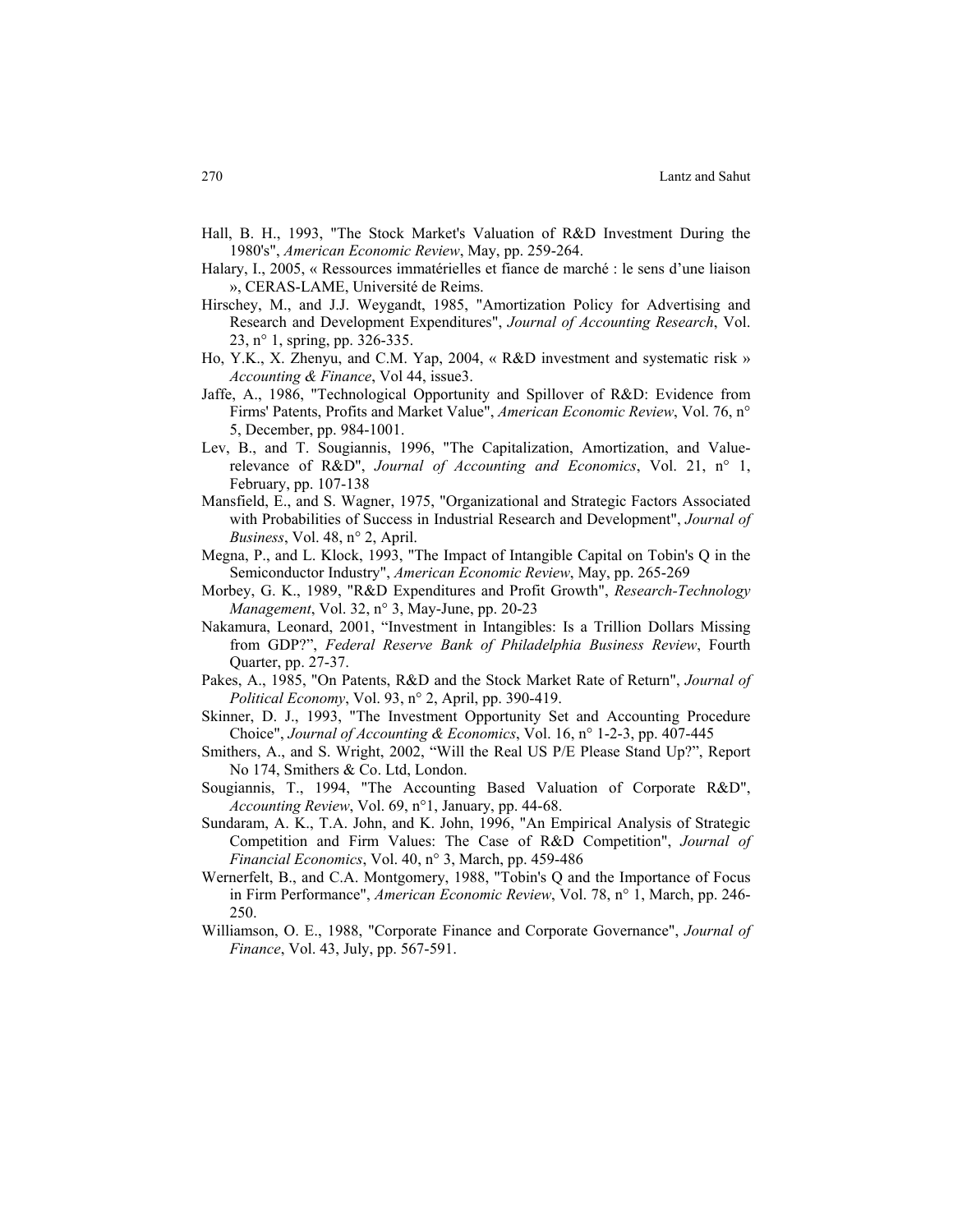Hall, B. H., 1993, "The Stock Market's Valuation of R&D Investment During the 1980's", *American Economic Review*, May, pp. 259-264.

Halary, I., 2005, « Ressources immatérielles et fiance de marché : le sens d'une liaison », CERAS-LAME, Université de Reims.

Hirschey, M., and J.J. Weygandt, 1985, "Amortization Policy for Advertising and Research and Development Expenditures", *Journal of Accounting Research*, Vol. 23, n° 1, spring, pp. 326-335.

Ho, Y.K., X. Zhenyu, and C.M. Yap, 2004, « R&D investment and systematic risk » *Accounting & Finance*, Vol 44, issue3.

Jaffe, A., 1986, "Technological Opportunity and Spillover of R&D: Evidence from Firms' Patents, Profits and Market Value", *American Economic Review*, Vol. 76, n° 5, December, pp. 984-1001.

Lev, B., and T. Sougiannis, 1996, "The Capitalization, Amortization, and Value-relevance of R&D", *Journal of Accounting and Economics*, Vol. 21, n° 1, February, pp. 107-138

Mansfield, E., and S. Wagner, 1975, "Organizational and Strategic Factors Associated with Probabilities of Success in Industrial Research and Development", *Journal of Business*, Vol. 48, n° 2, April.

Megna, P., and L. Klock, 1993, "The Impact of Intangible Capital on Tobin's Q in the Semiconductor Industry", *American Economic Review*, May, pp. 265-269

Morbey, G. K., 1989, "R&D Expenditures and Profit Growth", *Research-Technology Management*, Vol. 32, n° 3, May-June, pp. 20-23

Nakamura, Leonard, 2001, "Investment in Intangibles: Is a Trillion Dollars Missing from GDP?", *Federal Reserve Bank of Philadelphia Business Review*, Fourth Quarter, pp. 27-37.

Pakes, A., 1985, "On Patents, R&D and the Stock Market Rate of Return", *Journal of Political Economy*, Vol. 93, n° 2, April, pp. 390-419.

Skinner, D. J., 1993, "The Investment Opportunity Set and Accounting Procedure Choice", *Journal of Accounting & Economics*, Vol. 16, n° 1-2-3, pp. 407-445

Smithers, A., and S. Wright, 2002, "Will the Real US P/E Please Stand Up?", Report No 174, Smithers & Co. Ltd, London.

Sougiannis, T., 1994, "The Accounting Based Valuation of Corporate R&D", *Accounting Review*, Vol. 69, n°1, January, pp. 44-68.

Sundaram, A. K., T.A. John, and K. John, 1996, "An Empirical Analysis of Strategic Competition and Firm Values: The Case of R&D Competition", *Journal of Financial Economics*, Vol. 40, n° 3, March, pp. 459-486

Wernerfelt, B., and C.A. Montgomery, 1988, "Tobin's Q and the Importance of Focus in Firm Performance", *American Economic Review*, Vol. 78, n° 1, March, pp. 246-250.

Williamson, O. E., 1988, "Corporate Finance and Corporate Governance", *Journal of Finance*, Vol. 43, July, pp. 567-591.